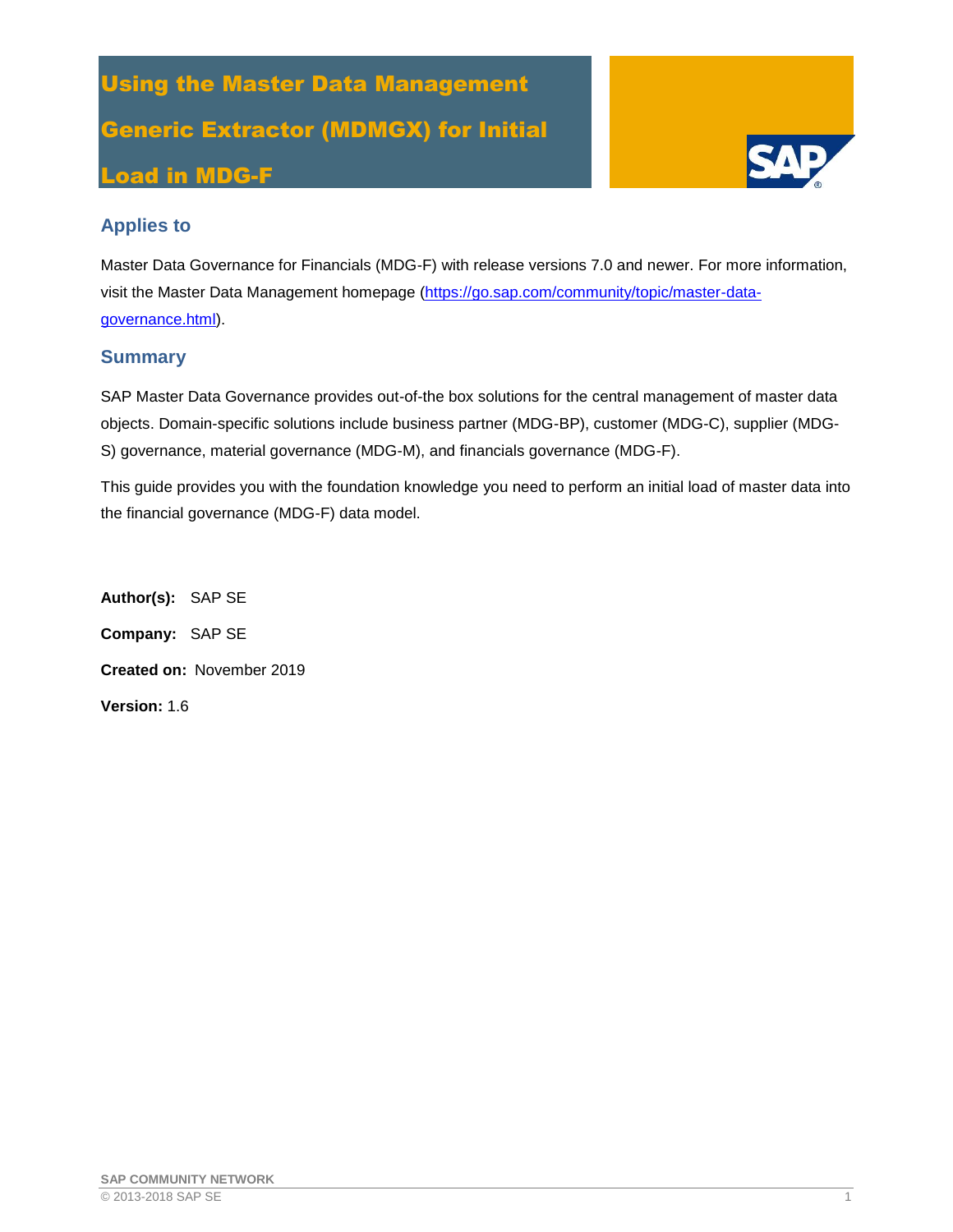# Using the Master Data Management Generic Extractor (MDMGX) for Initial Load in MDG-F

## Applies to

Master Data Governance for Financials (MDG-F) with release versions 7.0 and newer. For more information, visit the Master Data Management homepage (https://go.sap.com/community/topic/master-data-governance.html).

## Summary

SAP Master Data Governance provides out-of-the box solutions for the central management of master data objects. Domain-specific solutions include business partner (MDG-BP), customer (MDG-C), supplier (MDG-S) governance, material governance (MDG-M), and financials governance (MDG-F).

This guide provides you with the foundation knowledge you need to perform an initial load of master data into the financial governance (MDG-F) data model.

**Author(s):** SAP SE

**Company:** SAP SE

**Created on:** November 2019

**Version:** 1.6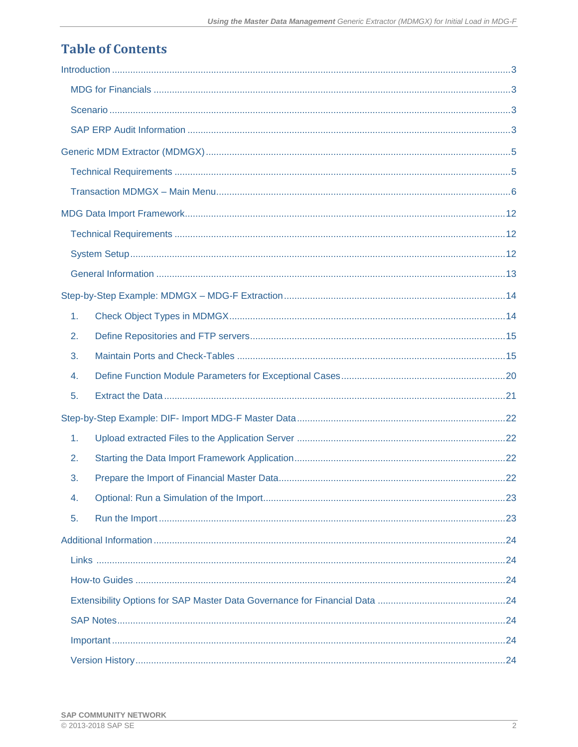# Table of Contents

Introduction ..... 3

- MDG for Financials ..... 3
- Scenario ..... 3
- SAP ERP Audit Information ..... 3

Generic MDM Extractor (MDMGX) ..... 5

- Technical Requirements ..... 5
- Transaction MDMGX – Main Menu ..... 6

MDG Data Import Framework ..... 12

- Technical Requirements ..... 12
- System Setup ..... 12
- General Information ..... 13

Step-by-Step Example: MDMGX – MDG-F Extraction ..... 14

1. Check Object Types in MDMGX ..... 14
2. Define Repositories and FTP servers ..... 15
3. Maintain Ports and Check-Tables ..... 15
4. Define Function Module Parameters for Exceptional Cases ..... 20
5. Extract the Data ..... 21

Step-by-Step Example: DIF- Import MDG-F Master Data ..... 22

1. Upload extracted Files to the Application Server ..... 22
2. Starting the Data Import Framework Application ..... 22
3. Prepare the Import of Financial Master Data ..... 22
4. Optional: Run a Simulation of the Import ..... 23
5. Run the Import ..... 23

Additional Information ..... 24

- Links ..... 24
- How-to Guides ..... 24
- Extensibility Options for SAP Master Data Governance for Financial Data ..... 24
- SAP Notes ..... 24
- Important ..... 24
- Version History ..... 24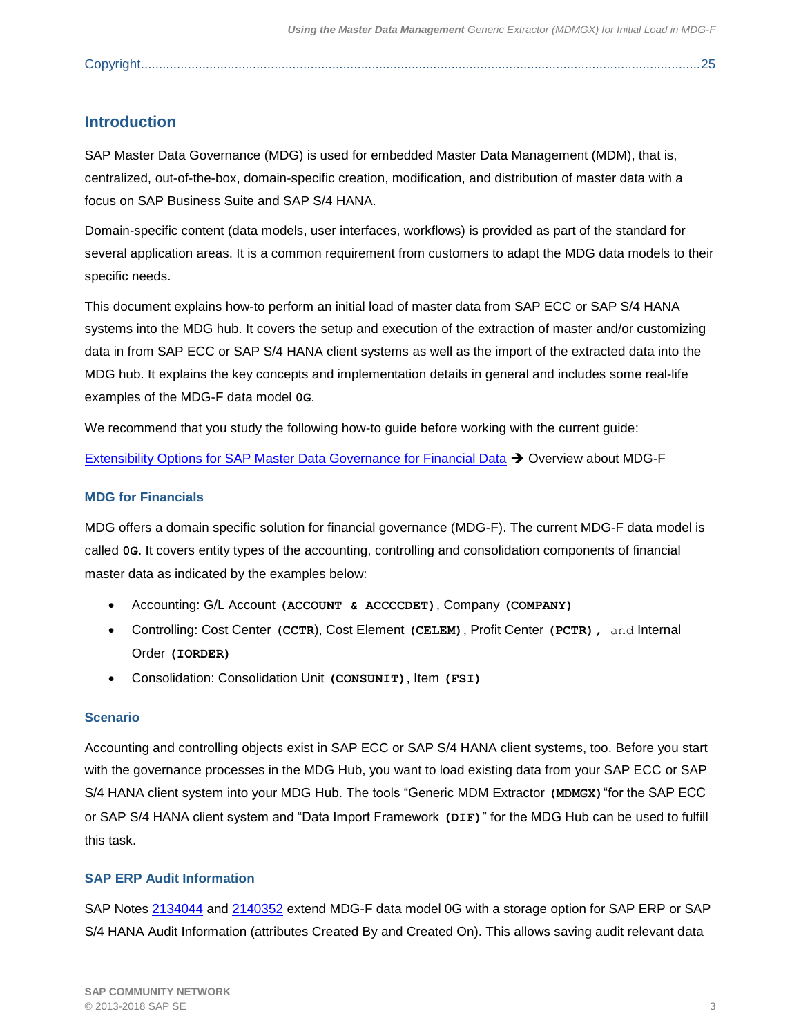Copyright......................................................................................................................................................25

## Introduction

SAP Master Data Governance (MDG) is used for embedded Master Data Management (MDM), that is, centralized, out-of-the-box, domain-specific creation, modification, and distribution of master data with a focus on SAP Business Suite and SAP S/4 HANA.

Domain-specific content (data models, user interfaces, workflows) is provided as part of the standard for several application areas. It is a common requirement from customers to adapt the MDG data models to their specific needs.

This document explains how-to perform an initial load of master data from SAP ECC or SAP S/4 HANA systems into the MDG hub. It covers the setup and execution of the extraction of master and/or customizing data in from SAP ECC or SAP S/4 HANA client systems as well as the import of the extracted data into the MDG hub. It explains the key concepts and implementation details in general and includes some real-life examples of the MDG-F data model **0G**.

We recommend that you study the following how-to guide before working with the current guide:

Extensibility Options for SAP Master Data Governance for Financial Data ➔ Overview about MDG-F

### MDG for Financials

MDG offers a domain specific solution for financial governance (MDG-F). The current MDG-F data model is called **0G**. It covers entity types of the accounting, controlling and consolidation components of financial master data as indicated by the examples below:

- Accounting: G/L Account **(ACCOUNT & ACCCCDET)**, Company **(COMPANY)**
- Controlling: Cost Center **(CCTR)**, Cost Element **(CELEM)**, Profit Center **(PCTR)**, and Internal Order **(IORDER)**
- Consolidation: Consolidation Unit **(CONSUNIT)**, Item **(FSI)**

### Scenario

Accounting and controlling objects exist in SAP ECC or SAP S/4 HANA client systems, too. Before you start with the governance processes in the MDG Hub, you want to load existing data from your SAP ECC or SAP S/4 HANA client system into your MDG Hub. The tools "Generic MDM Extractor **(MDMGX)**" for the SAP ECC or SAP S/4 HANA client system and "Data Import Framework **(DIF)**" for the MDG Hub can be used to fulfill this task.

### SAP ERP Audit Information

SAP Notes 2134044 and 2140352 extend MDG-F data model 0G with a storage option for SAP ERP or SAP S/4 HANA Audit Information (attributes Created By and Created On). This allows saving audit relevant data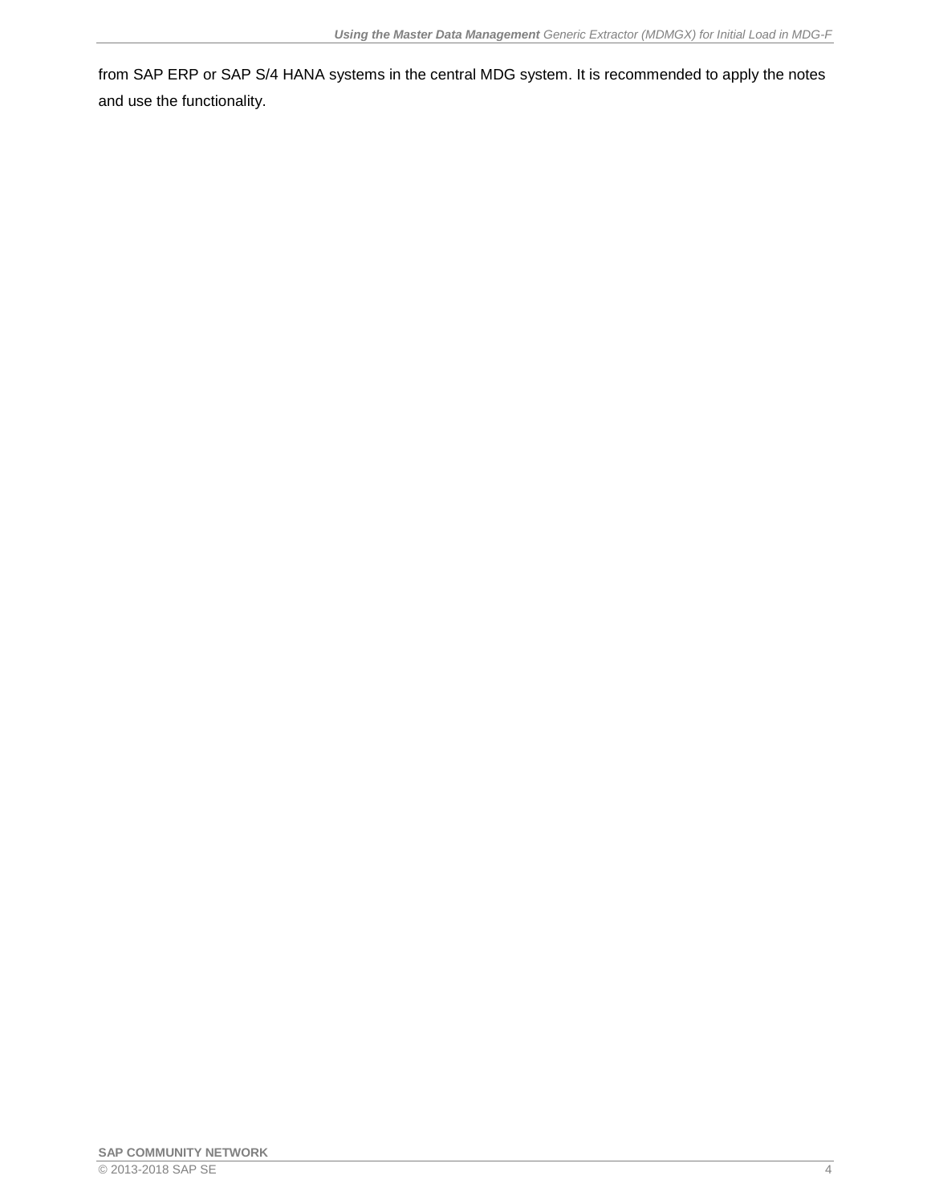from SAP ERP or SAP S/4 HANA systems in the central MDG system. It is recommended to apply the notes and use the functionality.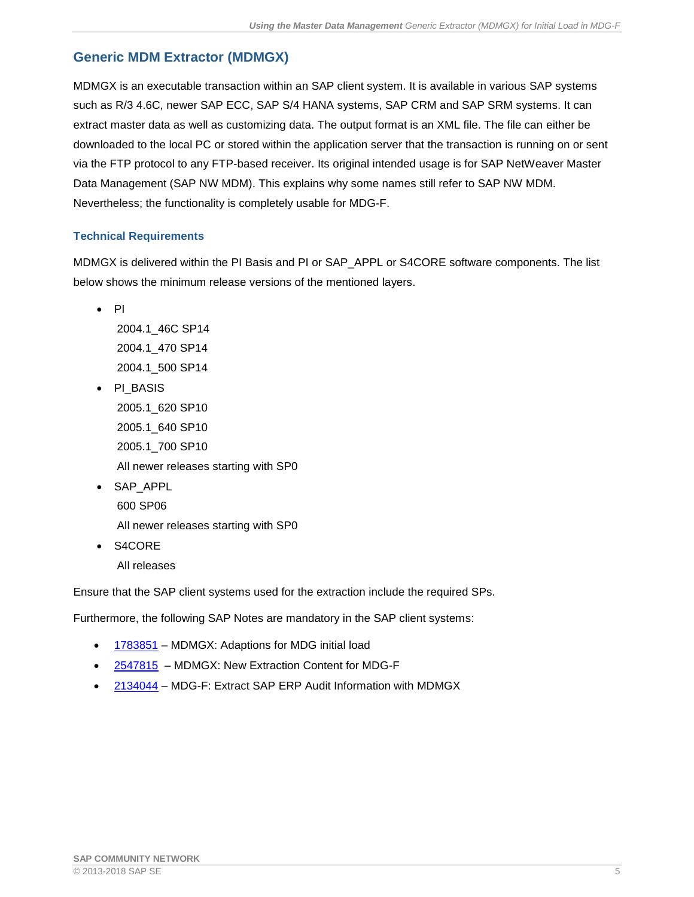## Generic MDM Extractor (MDMGX)

MDMGX is an executable transaction within an SAP client system. It is available in various SAP systems such as R/3 4.6C, newer SAP ECC, SAP S/4 HANA systems, SAP CRM and SAP SRM systems. It can extract master data as well as customizing data. The output format is an XML file. The file can either be downloaded to the local PC or stored within the application server that the transaction is running on or sent via the FTP protocol to any FTP-based receiver. Its original intended usage is for SAP NetWeaver Master Data Management (SAP NW MDM). This explains why some names still refer to SAP NW MDM. Nevertheless; the functionality is completely usable for MDG-F.

### Technical Requirements

MDMGX is delivered within the PI Basis and PI or SAP_APPL or S4CORE software components. The list below shows the minimum release versions of the mentioned layers.

- PI
  2004.1_46C SP14
  2004.1_470 SP14
  2004.1_500 SP14
- PI_BASIS
  2005.1_620 SP10
  2005.1_640 SP10
  2005.1_700 SP10
  All newer releases starting with SP0
- SAP_APPL
  600 SP06
  All newer releases starting with SP0
- S4CORE
  All releases

Ensure that the SAP client systems used for the extraction include the required SPs.

Furthermore, the following SAP Notes are mandatory in the SAP client systems:

- 1783851 – MDMGX: Adaptions for MDG initial load
- 2547815 – MDMGX: New Extraction Content for MDG-F
- 2134044 – MDG-F: Extract SAP ERP Audit Information with MDMGX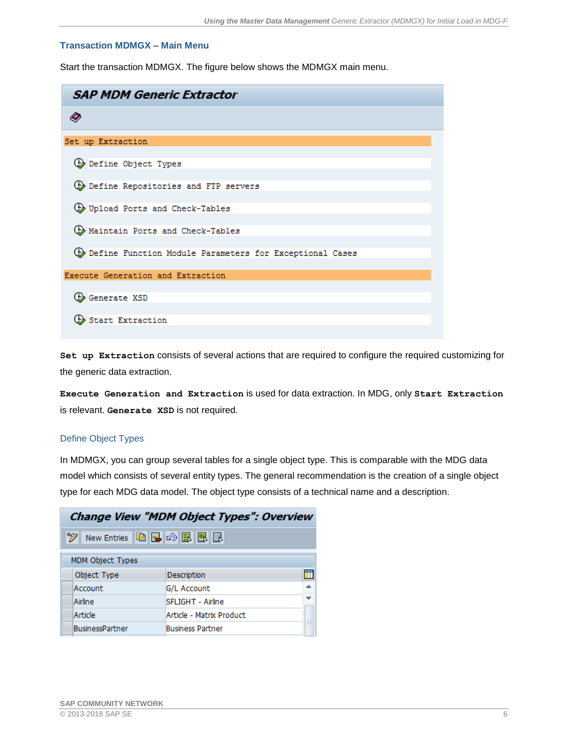### Transaction MDMGX – Main Menu

Start the transaction MDMGX. The figure below shows the MDMGX main menu.

**SAP MDM Generic Extractor**

Set up Extraction

- Define Object Types
- Define Repositories and FTP servers
- Upload Ports and Check-Tables
- Maintain Ports and Check-Tables
- Define Function Module Parameters for Exceptional Cases

Execute Generation and Extraction

- Generate XSD
- Start Extraction

**Set up Extraction** consists of several actions that are required to configure the required customizing for the generic data extraction.

**Execute Generation and Extraction** is used for data extraction. In MDG, only **Start Extraction** is relevant. **Generate XSD** is not required.

#### Define Object Types

In MDMGX, you can group several tables for a single object type. This is comparable with the MDG data model which consists of several entity types. The general recommendation is the creation of a single object type for each MDG data model. The object type consists of a technical name and a description.

**Change View "MDM Object Types": Overview**

New Entries

MDM Object Types

| Object Type | Description |
| --- | --- |
| Account | G/L Account |
| Airline | SFLIGHT - Airline |
| Article | Article - Matrix Product |
| BusinessPartner | Business Partner |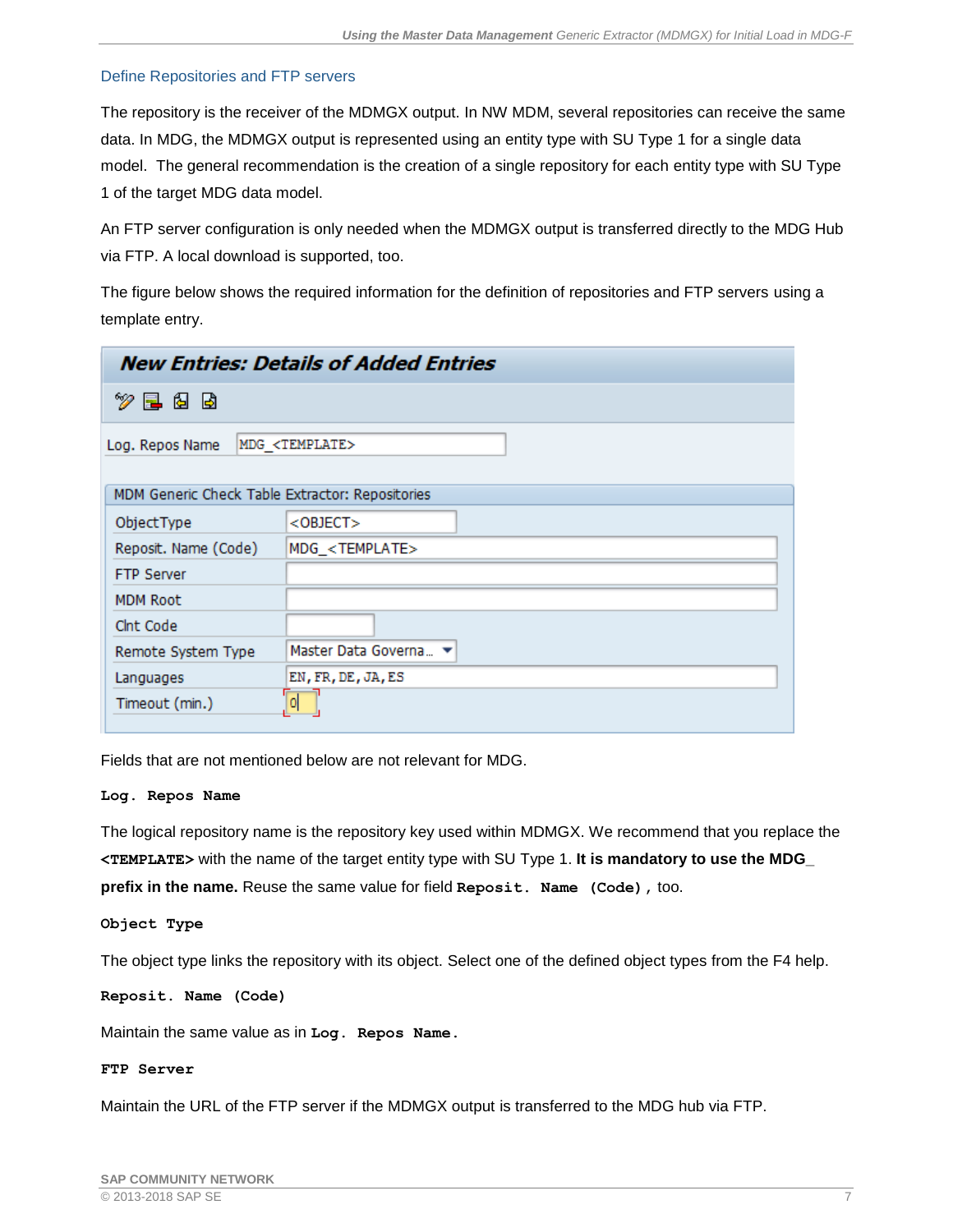### Define Repositories and FTP servers

The repository is the receiver of the MDMGX output. In NW MDM, several repositories can receive the same data. In MDG, the MDMGX output is represented using an entity type with SU Type 1 for a single data model. The general recommendation is the creation of a single repository for each entity type with SU Type 1 of the target MDG data model.

An FTP server configuration is only needed when the MDMGX output is transferred directly to the MDG Hub via FTP. A local download is supported, too.

The figure below shows the required information for the definition of repositories and FTP servers using a template entry.

**New Entries: Details of Added Entries**

Log. Repos Name: MDG_<TEMPLATE>

MDM Generic Check Table Extractor: Repositories

| Field | Value |
|---|---|
| ObjectType | <OBJECT> |
| Reposit. Name (Code) | MDG_<TEMPLATE> |
| FTP Server | |
| MDM Root | |
| Clnt Code | |
| Remote System Type | Master Data Governa... |
| Languages | EN,FR,DE,JA,ES |
| Timeout (min.) | 0 |

Fields that are not mentioned below are not relevant for MDG.

**Log. Repos Name**

The logical repository name is the repository key used within MDMGX. We recommend that you replace the **<TEMPLATE>** with the name of the target entity type with SU Type 1. **It is mandatory to use the MDG_ prefix in the name.** Reuse the same value for field **Reposit. Name (Code)**, too.

**Object Type**

The object type links the repository with its object. Select one of the defined object types from the F4 help.

**Reposit. Name (Code)**

Maintain the same value as in **Log. Repos Name.**

**FTP Server**

Maintain the URL of the FTP server if the MDMGX output is transferred to the MDG hub via FTP.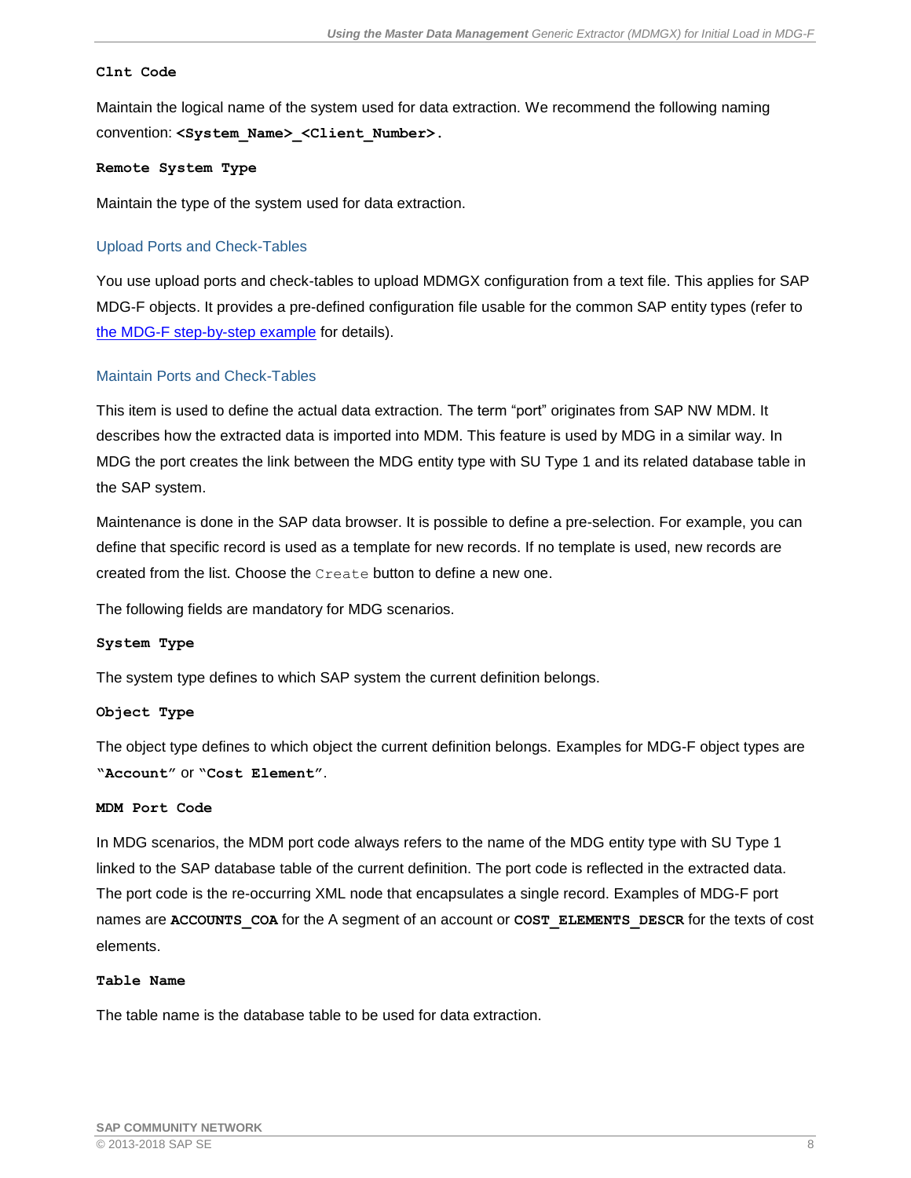**Clnt Code**

Maintain the logical name of the system used for data extraction. We recommend the following naming convention: **<System_Name>_<Client_Number>.**

**Remote System Type**

Maintain the type of the system used for data extraction.

### Upload Ports and Check-Tables

You use upload ports and check-tables to upload MDMGX configuration from a text file. This applies for SAP MDG-F objects. It provides a pre-defined configuration file usable for the common SAP entity types (refer to the MDG-F step-by-step example for details).

### Maintain Ports and Check-Tables

This item is used to define the actual data extraction. The term "port" originates from SAP NW MDM. It describes how the extracted data is imported into MDM. This feature is used by MDG in a similar way. In MDG the port creates the link between the MDG entity type with SU Type 1 and its related database table in the SAP system.

Maintenance is done in the SAP data browser. It is possible to define a pre-selection. For example, you can define that specific record is used as a template for new records. If no template is used, new records are created from the list. Choose the `Create` button to define a new one.

The following fields are mandatory for MDG scenarios.

**System Type**

The system type defines to which SAP system the current definition belongs.

**Object Type**

The object type defines to which object the current definition belongs. Examples for MDG-F object types are **"Account"** or **"Cost Element"**.

**MDM Port Code**

In MDG scenarios, the MDM port code always refers to the name of the MDG entity type with SU Type 1 linked to the SAP database table of the current definition. The port code is reflected in the extracted data. The port code is the re-occurring XML node that encapsulates a single record. Examples of MDG-F port names are **ACCOUNTS_COA** for the A segment of an account or **COST_ELEMENTS_DESCR** for the texts of cost elements.

**Table Name**

The table name is the database table to be used for data extraction.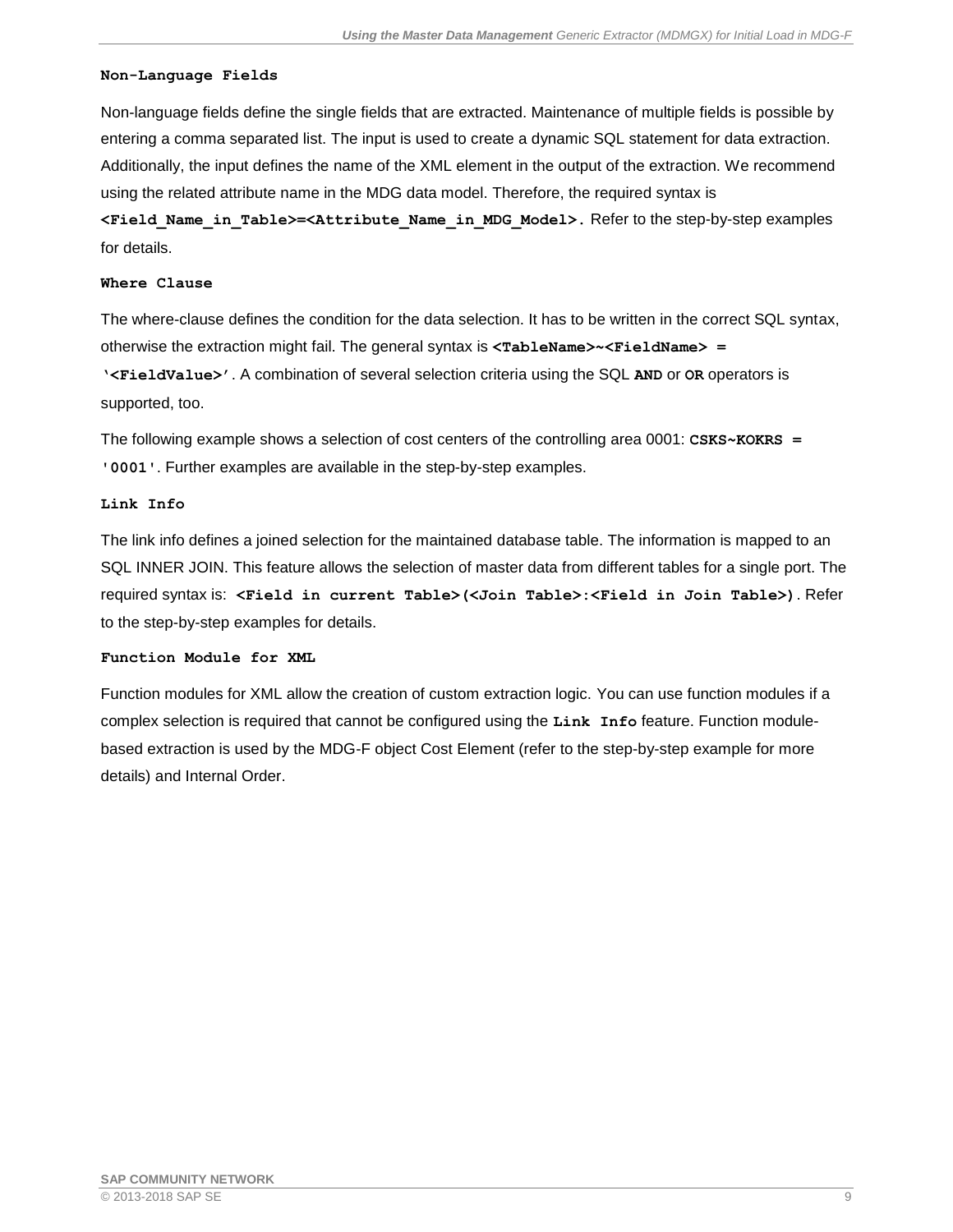**Non-Language Fields**

Non-language fields define the single fields that are extracted. Maintenance of multiple fields is possible by entering a comma separated list. The input is used to create a dynamic SQL statement for data extraction. Additionally, the input defines the name of the XML element in the output of the extraction. We recommend using the related attribute name in the MDG data model. Therefore, the required syntax is **`<Field_Name_in_Table>=<Attribute_Name_in_MDG_Model>`.** Refer to the step-by-step examples for details.

**Where Clause**

The where-clause defines the condition for the data selection. It has to be written in the correct SQL syntax, otherwise the extraction might fail. The general syntax is **`<TableName>~<FieldName> = '<FieldValue>'`**. A combination of several selection criteria using the SQL **AND** or **OR** operators is supported, too.

The following example shows a selection of cost centers of the controlling area 0001: **`CSKS~KOKRS = '0001'`**. Further examples are available in the step-by-step examples.

**Link Info**

The link info defines a joined selection for the maintained database table. The information is mapped to an SQL INNER JOIN. This feature allows the selection of master data from different tables for a single port. The required syntax is: **`<Field in current Table>(<Join Table>:<Field in Join Table>)`**. Refer to the step-by-step examples for details.

**Function Module for XML**

Function modules for XML allow the creation of custom extraction logic. You can use function modules if a complex selection is required that cannot be configured using the **Link Info** feature. Function module-based extraction is used by the MDG-F object Cost Element (refer to the step-by-step example for more details) and Internal Order.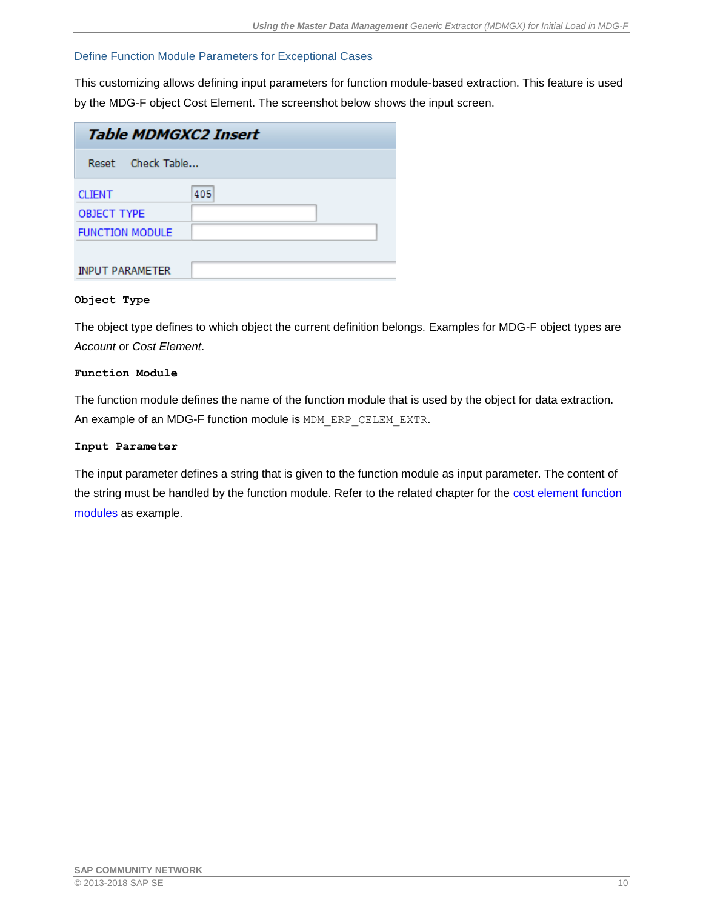### Define Function Module Parameters for Exceptional Cases

This customizing allows defining input parameters for function module-based extraction. This feature is used by the MDG-F object Cost Element. The screenshot below shows the input screen.

**Table MDMGXC2 Insert**

Reset  Check Table...

| | |
|---|---|
| CLIENT | 405 |
| OBJECT TYPE | |
| FUNCTION MODULE | |
| INPUT PARAMETER | |

**Object Type**

The object type defines to which object the current definition belongs. Examples for MDG-F object types are *Account* or *Cost Element*.

**Function Module**

The function module defines the name of the function module that is used by the object for data extraction. An example of an MDG-F function module is `MDM_ERP_CELEM_EXTR`.

**Input Parameter**

The input parameter defines a string that is given to the function module as input parameter. The content of the string must be handled by the function module. Refer to the related chapter for the cost element function modules as example.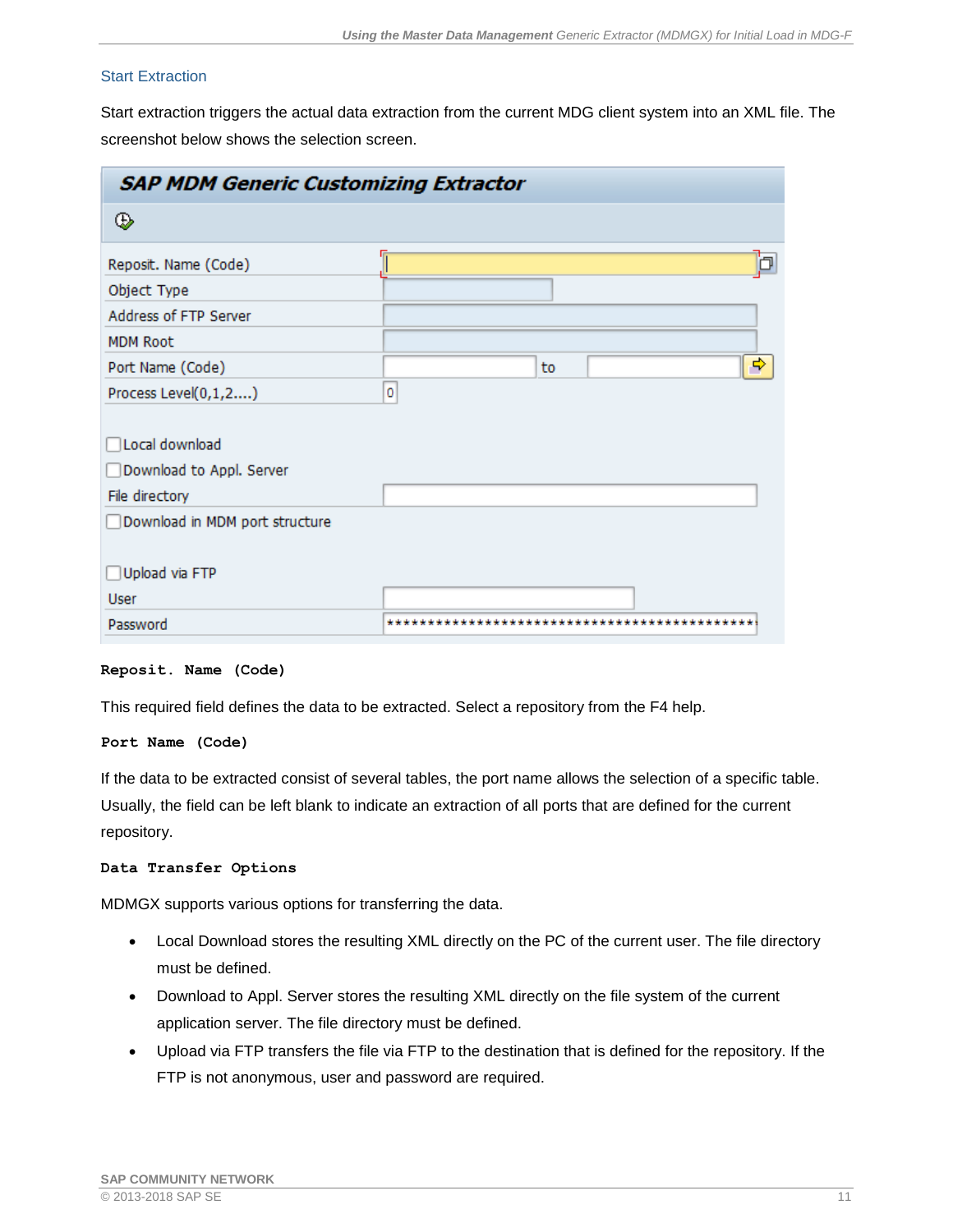### Start Extraction

Start extraction triggers the actual data extraction from the current MDG client system into an XML file. The screenshot below shows the selection screen.

**Reposit. Name (Code)**

This required field defines the data to be extracted. Select a repository from the F4 help.

**Port Name (Code)**

If the data to be extracted consist of several tables, the port name allows the selection of a specific table. Usually, the field can be left blank to indicate an extraction of all ports that are defined for the current repository.

**Data Transfer Options**

MDMGX supports various options for transferring the data.

- Local Download stores the resulting XML directly on the PC of the current user. The file directory must be defined.
- Download to Appl. Server stores the resulting XML directly on the file system of the current application server. The file directory must be defined.
- Upload via FTP transfers the file via FTP to the destination that is defined for the repository. If the FTP is not anonymous, user and password are required.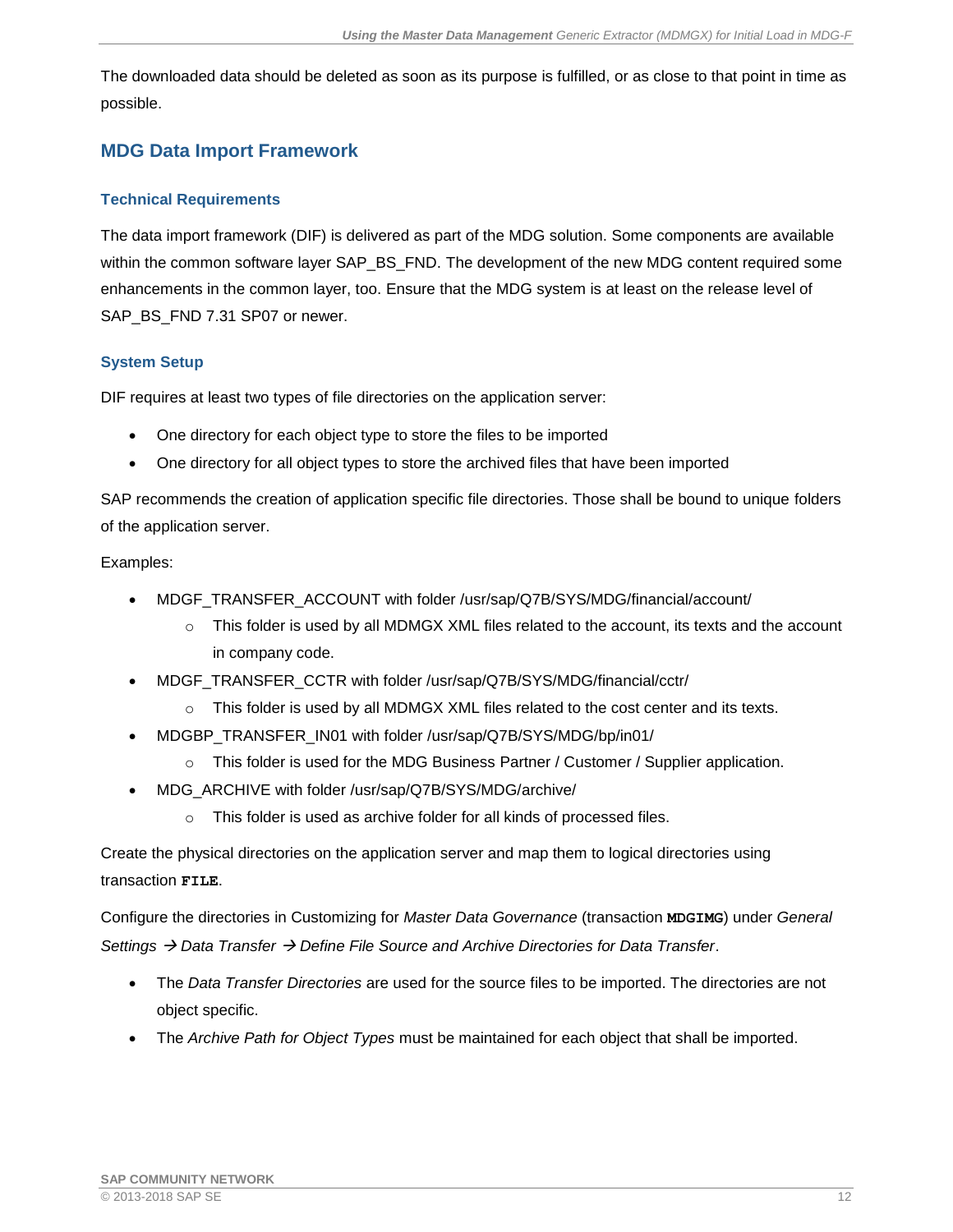The downloaded data should be deleted as soon as its purpose is fulfilled, or as close to that point in time as possible.

## MDG Data Import Framework

### Technical Requirements

The data import framework (DIF) is delivered as part of the MDG solution. Some components are available within the common software layer SAP_BS_FND. The development of the new MDG content required some enhancements in the common layer, too. Ensure that the MDG system is at least on the release level of SAP_BS_FND 7.31 SP07 or newer.

### System Setup

DIF requires at least two types of file directories on the application server:

- One directory for each object type to store the files to be imported
- One directory for all object types to store the archived files that have been imported

SAP recommends the creation of application specific file directories. Those shall be bound to unique folders of the application server.

Examples:

- MDGF_TRANSFER_ACCOUNT with folder /usr/sap/Q7B/SYS/MDG/financial/account/
  - This folder is used by all MDMGX XML files related to the account, its texts and the account in company code.
- MDGF_TRANSFER_CCTR with folder /usr/sap/Q7B/SYS/MDG/financial/cctr/
  - This folder is used by all MDMGX XML files related to the cost center and its texts.
- MDGBP_TRANSFER_IN01 with folder /usr/sap/Q7B/SYS/MDG/bp/in01/
  - This folder is used for the MDG Business Partner / Customer / Supplier application.
- MDG_ARCHIVE with folder /usr/sap/Q7B/SYS/MDG/archive/
  - This folder is used as archive folder for all kinds of processed files.

Create the physical directories on the application server and map them to logical directories using transaction **FILE**.

Configure the directories in Customizing for *Master Data Governance* (transaction **MDGIMG**) under *General Settings → Data Transfer → Define File Source and Archive Directories for Data Transfer*.

- The *Data Transfer Directories* are used for the source files to be imported. The directories are not object specific.
- The *Archive Path for Object Types* must be maintained for each object that shall be imported.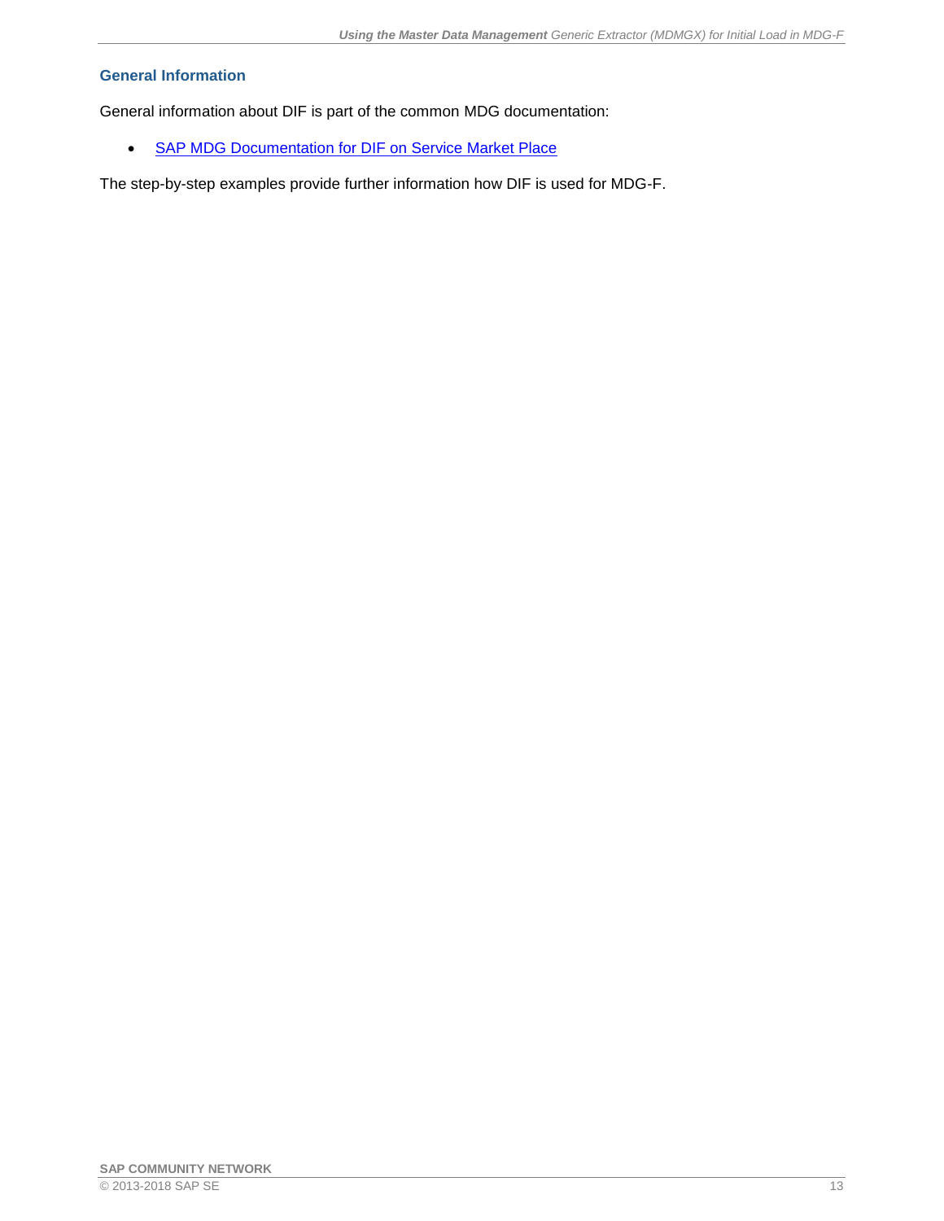### General Information

General information about DIF is part of the common MDG documentation:

- SAP MDG Documentation for DIF on Service Market Place

The step-by-step examples provide further information how DIF is used for MDG-F.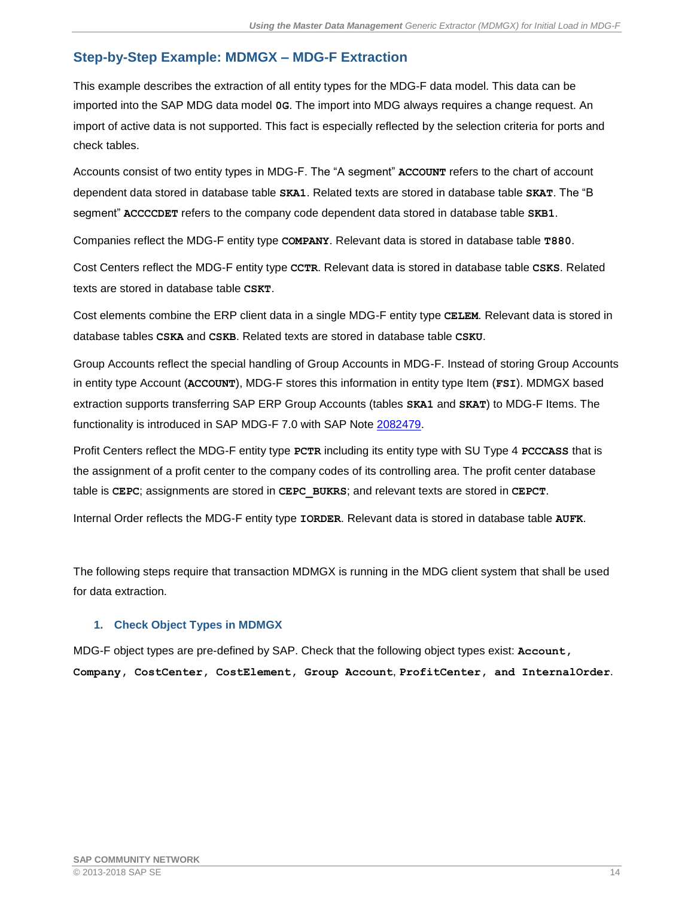## Step-by-Step Example: MDMGX – MDG-F Extraction

This example describes the extraction of all entity types for the MDG-F data model. This data can be imported into the SAP MDG data model **0G**. The import into MDG always requires a change request. An import of active data is not supported. This fact is especially reflected by the selection criteria for ports and check tables.

Accounts consist of two entity types in MDG-F. The "A segment" **ACCOUNT** refers to the chart of account dependent data stored in database table **SKA1**. Related texts are stored in database table **SKAT**. The "B segment" **ACCCCDET** refers to the company code dependent data stored in database table **SKB1**.

Companies reflect the MDG-F entity type **COMPANY**. Relevant data is stored in database table **T880**.

Cost Centers reflect the MDG-F entity type **CCTR**. Relevant data is stored in database table **CSKS**. Related texts are stored in database table **CSKT**.

Cost elements combine the ERP client data in a single MDG-F entity type **CELEM**. Relevant data is stored in database tables **CSKA** and **CSKB**. Related texts are stored in database table **CSKU**.

Group Accounts reflect the special handling of Group Accounts in MDG-F. Instead of storing Group Accounts in entity type Account (**ACCOUNT**), MDG-F stores this information in entity type Item (**FSI**). MDMGX based extraction supports transferring SAP ERP Group Accounts (tables **SKA1** and **SKAT**) to MDG-F Items. The functionality is introduced in SAP MDG-F 7.0 with SAP Note 2082479.

Profit Centers reflect the MDG-F entity type **PCTR** including its entity type with SU Type 4 **PCCCASS** that is the assignment of a profit center to the company codes of its controlling area. The profit center database table is **CEPC**; assignments are stored in **CEPC_BUKRS**; and relevant texts are stored in **CEPCT**.

Internal Order reflects the MDG-F entity type **IORDER**. Relevant data is stored in database table **AUFK**.

The following steps require that transaction MDMGX is running in the MDG client system that shall be used for data extraction.

### 1. Check Object Types in MDMGX

MDG-F object types are pre-defined by SAP. Check that the following object types exist: **Account, Company, CostCenter, CostElement, Group Account**, **ProfitCenter, and InternalOrder**.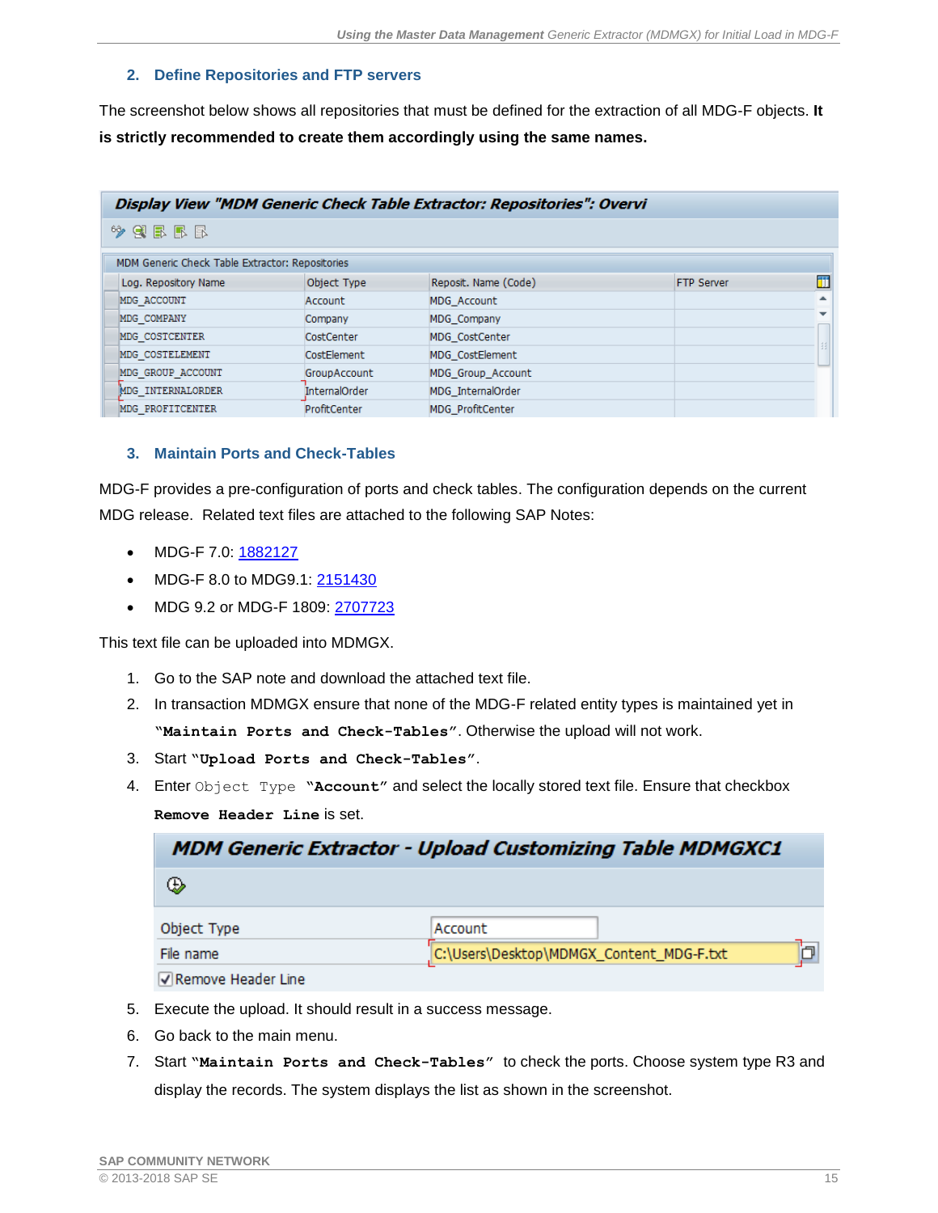### 2. Define Repositories and FTP servers

The screenshot below shows all repositories that must be defined for the extraction of all MDG-F objects. **It is strictly recommended to create them accordingly using the same names.**

**Display View "MDM Generic Check Table Extractor: Repositories": Overvi**

MDM Generic Check Table Extractor: Repositories

| Log. Repository Name | Object Type | Reposit. Name (Code) | FTP Server |
|---|---|---|---|
| MDG_ACCOUNT | Account | MDG_Account | |
| MDG_COMPANY | Company | MDG_Company | |
| MDG_COSTCENTER | CostCenter | MDG_CostCenter | |
| MDG_COSTELEMENT | CostElement | MDG_CostElement | |
| MDG_GROUP_ACCOUNT | GroupAccount | MDG_Group_Account | |
| MDG_INTERNALORDER | InternalOrder | MDG_InternalOrder | |
| MDG_PROFITCENTER | ProfitCenter | MDG_ProfitCenter | |

### 3. Maintain Ports and Check-Tables

MDG-F provides a pre-configuration of ports and check tables. The configuration depends on the current MDG release. Related text files are attached to the following SAP Notes:

- MDG-F 7.0: 1882127
- MDG-F 8.0 to MDG9.1: 2151430
- MDG 9.2 or MDG-F 1809: 2707723

This text file can be uploaded into MDMGX.

1. Go to the SAP note and download the attached text file.
2. In transaction MDMGX ensure that none of the MDG-F related entity types is maintained yet in "**Maintain Ports and Check-Tables**". Otherwise the upload will not work.
3. Start "**Upload Ports and Check-Tables**".
4. Enter `Object Type` "**Account**" and select the locally stored text file. Ensure that checkbox **Remove Header Line** is set.

   **MDM Generic Extractor - Upload Customizing Table MDMGXC1**

   | | |
   |---|---|
   | Object Type | Account |
   | File name | C:\Users\Desktop\MDMGX_Content_MDG-F.txt |
   | ☑ Remove Header Line | |

5. Execute the upload. It should result in a success message.
6. Go back to the main menu.
7. Start "**Maintain Ports and Check-Tables**" to check the ports. Choose system type R3 and display the records. The system displays the list as shown in the screenshot.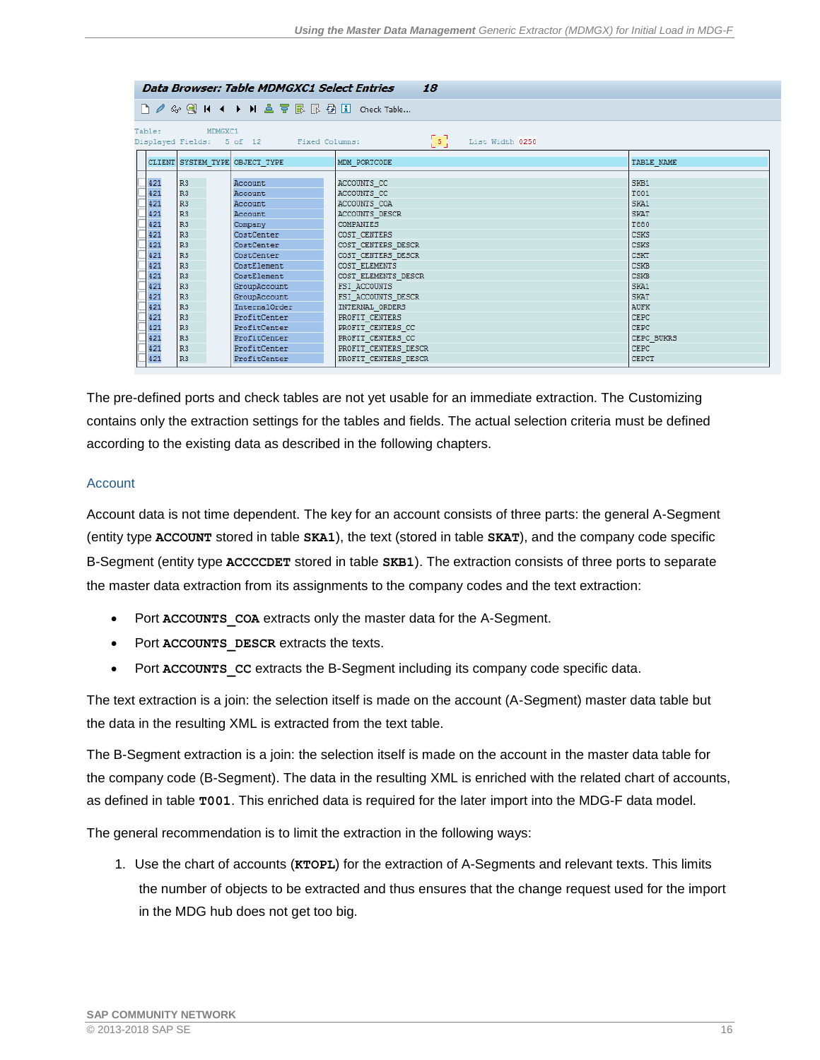**Data Browser: Table MDMGXC1 Select Entries 18**

Table: MDMGXC1
Displayed Fields: 5 of 12 Fixed Columns: 5 List Width 0250

| CLIENT | SYSTEM_TYPE | OBJECT_TYPE | MDM_PORTCODE | TABLE_NAME |
|---|---|---|---|---|
| 421 | R3 | Account | ACCOUNTS_CC | SKB1 |
| 421 | R3 | Account | ACCOUNTS_CC | T001 |
| 421 | R3 | Account | ACCOUNTS_COA | SKA1 |
| 421 | R3 | Account | ACCOUNTS_DESCR | SKAT |
| 421 | R3 | Company | COMPANIES | T880 |
| 421 | R3 | CostCenter | COST_CENTERS | CSKS |
| 421 | R3 | CostCenter | COST_CENTERS_DESCR | CSKS |
| 421 | R3 | CostCenter | COST_CENTERS_DESCR | CSKT |
| 421 | R3 | CostElement | COST_ELEMENTS | CSKB |
| 421 | R3 | CostElement | COST_ELEMENTS_DESCR | CSKB |
| 421 | R3 | GroupAccount | FSI_ACCOUNTS | SKA1 |
| 421 | R3 | GroupAccount | FSI_ACCOUNTS_DESCR | SKAT |
| 421 | R3 | InternalOrder | INTERNAL_ORDERS | AUFK |
| 421 | R3 | ProfitCenter | PROFIT_CENTERS | CEPC |
| 421 | R3 | ProfitCenter | PROFIT_CENTERS_CC | CEPC |
| 421 | R3 | ProfitCenter | PROFIT_CENTERS_CC | CEPC_BUKRS |
| 421 | R3 | ProfitCenter | PROFIT_CENTERS_DESCR | CEPC |
| 421 | R3 | ProfitCenter | PROFIT_CENTERS_DESCR | CEPCT |

The pre-defined ports and check tables are not yet usable for an immediate extraction. The Customizing contains only the extraction settings for the tables and fields. The actual selection criteria must be defined according to the existing data as described in the following chapters.

### Account

Account data is not time dependent. The key for an account consists of three parts: the general A-Segment (entity type **ACCOUNT** stored in table **SKA1**), the text (stored in table **SKAT**), and the company code specific B-Segment (entity type **ACCCCDET** stored in table **SKB1**). The extraction consists of three ports to separate the master data extraction from its assignments to the company codes and the text extraction:

- Port **ACCOUNTS_COA** extracts only the master data for the A-Segment.
- Port **ACCOUNTS_DESCR** extracts the texts.
- Port **ACCOUNTS_CC** extracts the B-Segment including its company code specific data.

The text extraction is a join: the selection itself is made on the account (A-Segment) master data table but the data in the resulting XML is extracted from the text table.

The B-Segment extraction is a join: the selection itself is made on the account in the master data table for the company code (B-Segment). The data in the resulting XML is enriched with the related chart of accounts, as defined in table **T001**. This enriched data is required for the later import into the MDG-F data model.

The general recommendation is to limit the extraction in the following ways:

1. Use the chart of accounts (**KTOPL**) for the extraction of A-Segments and relevant texts. This limits the number of objects to be extracted and thus ensures that the change request used for the import in the MDG hub does not get too big.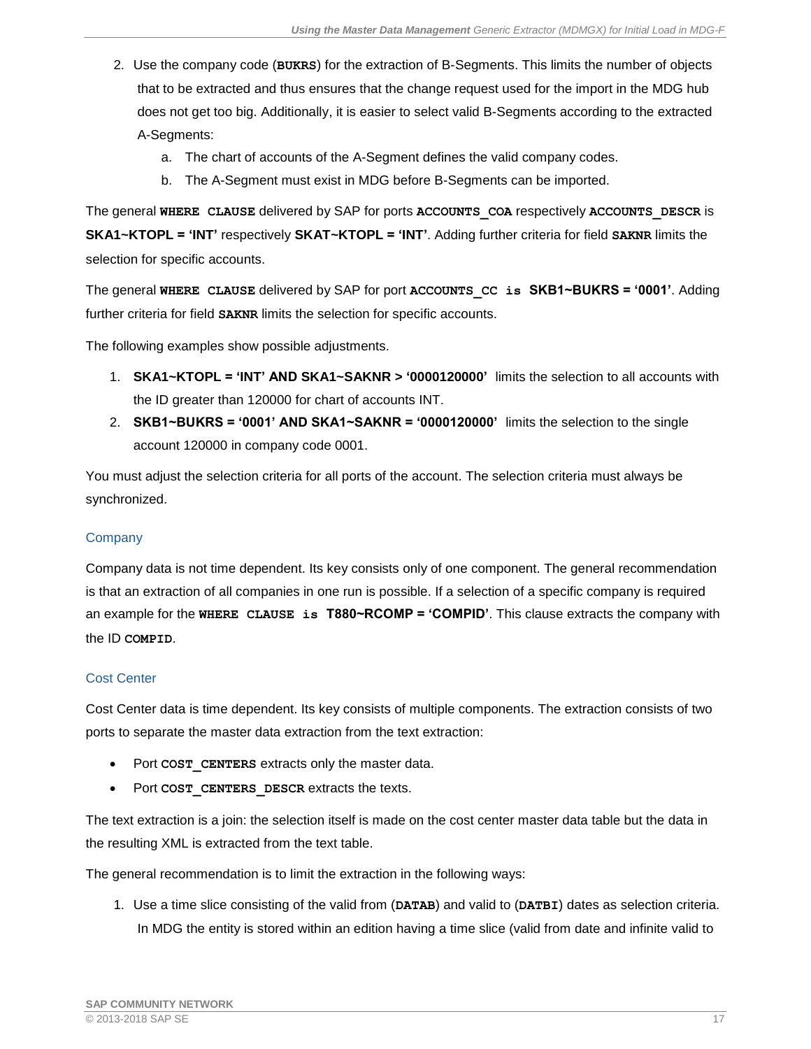2. Use the company code (**BUKRS**) for the extraction of B-Segments. This limits the number of objects that to be extracted and thus ensures that the change request used for the import in the MDG hub does not get too big. Additionally, it is easier to select valid B-Segments according to the extracted A-Segments:
    a. The chart of accounts of the A-Segment defines the valid company codes.
    b. The A-Segment must exist in MDG before B-Segments can be imported.

The general **WHERE CLAUSE** delivered by SAP for ports **ACCOUNTS_COA** respectively **ACCOUNTS_DESCR** is **SKA1~KTOPL = 'INT'** respectively **SKAT~KTOPL = 'INT'**. Adding further criteria for field **SAKNR** limits the selection for specific accounts.

The general **WHERE CLAUSE** delivered by SAP for port **ACCOUNTS_CC is SKB1~BUKRS = '0001'**. Adding further criteria for field **SAKNR** limits the selection for specific accounts.

The following examples show possible adjustments.

1. **SKA1~KTOPL = 'INT' AND SKA1~SAKNR > '0000120000'** limits the selection to all accounts with the ID greater than 120000 for chart of accounts INT.
2. **SKB1~BUKRS = '0001' AND SKA1~SAKNR = '0000120000'** limits the selection to the single account 120000 in company code 0001.

You must adjust the selection criteria for all ports of the account. The selection criteria must always be synchronized.

### Company

Company data is not time dependent. Its key consists only of one component. The general recommendation is that an extraction of all companies in one run is possible. If a selection of a specific company is required an example for the **WHERE CLAUSE is T880~RCOMP = 'COMPID'**. This clause extracts the company with the ID **COMPID**.

### Cost Center

Cost Center data is time dependent. Its key consists of multiple components. The extraction consists of two ports to separate the master data extraction from the text extraction:

- Port **COST_CENTERS** extracts only the master data.
- Port **COST_CENTERS_DESCR** extracts the texts.

The text extraction is a join: the selection itself is made on the cost center master data table but the data in the resulting XML is extracted from the text table.

The general recommendation is to limit the extraction in the following ways:

1. Use a time slice consisting of the valid from (**DATAB**) and valid to (**DATBI**) dates as selection criteria. In MDG the entity is stored within an edition having a time slice (valid from date and infinite valid to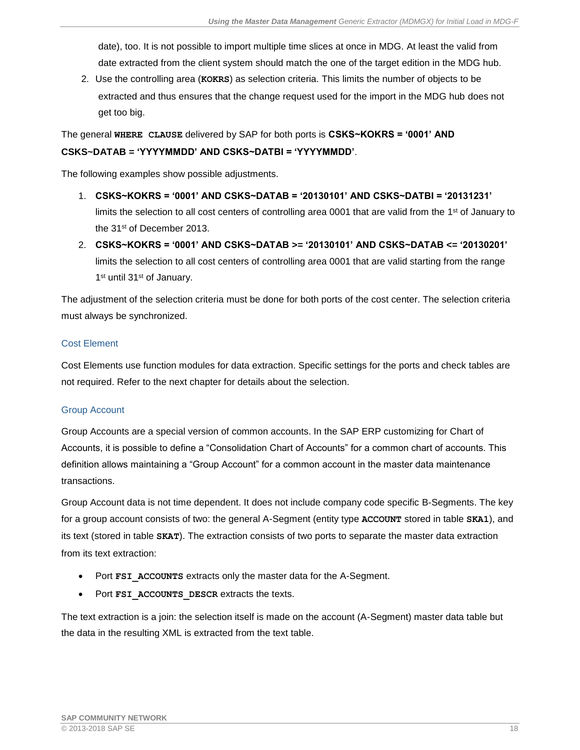date), too. It is not possible to import multiple time slices at once in MDG. At least the valid from date extracted from the client system should match the one of the target edition in the MDG hub.

2. Use the controlling area (**KOKRS**) as selection criteria. This limits the number of objects to be extracted and thus ensures that the change request used for the import in the MDG hub does not get too big.

The general **WHERE CLAUSE** delivered by SAP for both ports is **CSKS~KOKRS = '0001' AND CSKS~DATAB = 'YYYYMMDD' AND CSKS~DATBI = 'YYYYMMDD'**.

The following examples show possible adjustments.

1. **CSKS~KOKRS = '0001' AND CSKS~DATAB = '20130101' AND CSKS~DATBI = '20131231'** limits the selection to all cost centers of controlling area 0001 that are valid from the 1st of January to the 31st of December 2013.
2. **CSKS~KOKRS = '0001' AND CSKS~DATAB >= '20130101' AND CSKS~DATAB <= '20130201'** limits the selection to all cost centers of controlling area 0001 that are valid starting from the range 1st until 31st of January.

The adjustment of the selection criteria must be done for both ports of the cost center. The selection criteria must always be synchronized.

### Cost Element

Cost Elements use function modules for data extraction. Specific settings for the ports and check tables are not required. Refer to the next chapter for details about the selection.

### Group Account

Group Accounts are a special version of common accounts. In the SAP ERP customizing for Chart of Accounts, it is possible to define a "Consolidation Chart of Accounts" for a common chart of accounts. This definition allows maintaining a "Group Account" for a common account in the master data maintenance transactions.

Group Account data is not time dependent. It does not include company code specific B-Segments. The key for a group account consists of two: the general A-Segment (entity type **ACCOUNT** stored in table **SKA1**), and its text (stored in table **SKAT**). The extraction consists of two ports to separate the master data extraction from its text extraction:

- Port **FSI_ACCOUNTS** extracts only the master data for the A-Segment.
- Port **FSI_ACCOUNTS_DESCR** extracts the texts.

The text extraction is a join: the selection itself is made on the account (A-Segment) master data table but the data in the resulting XML is extracted from the text table.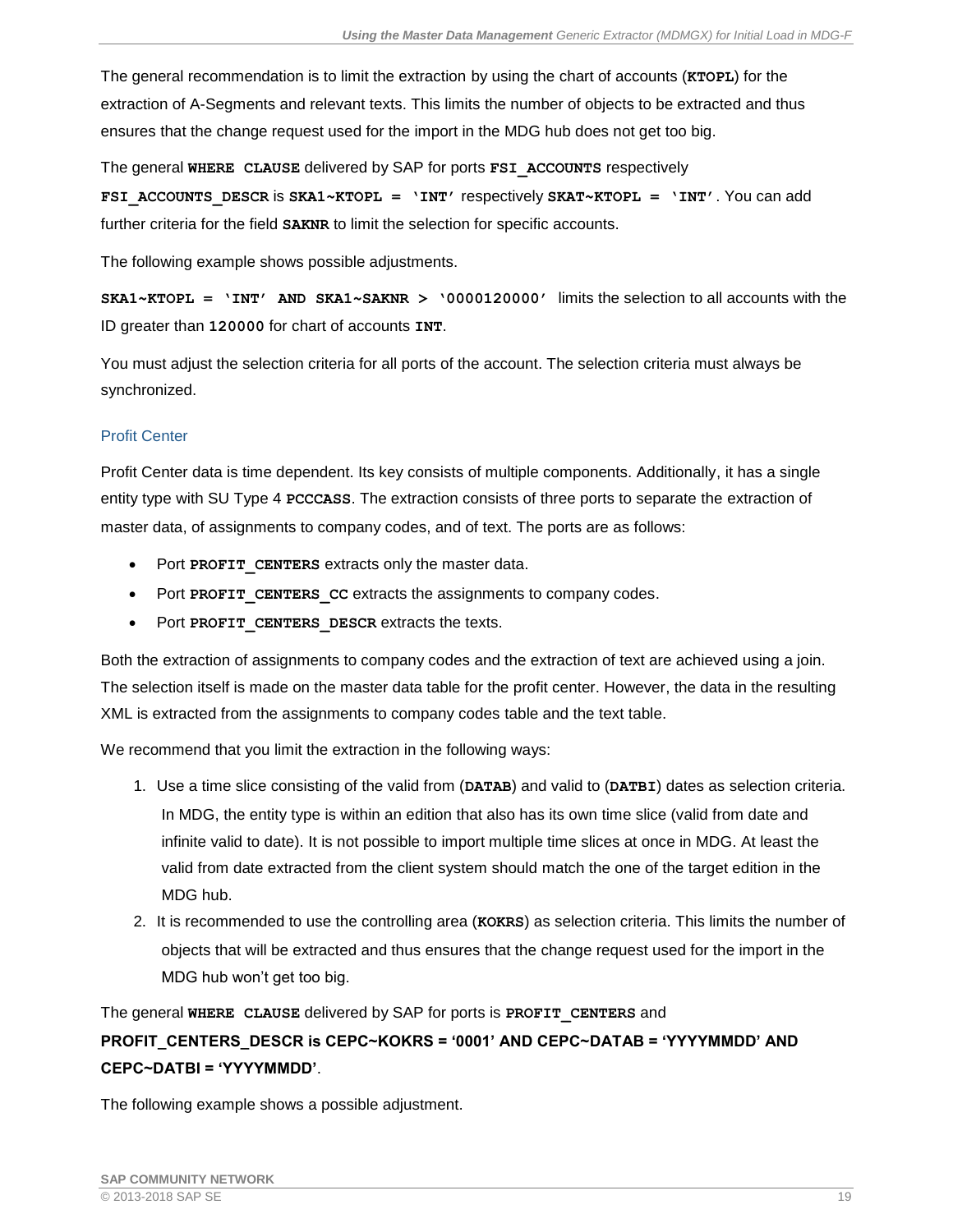The general recommendation is to limit the extraction by using the chart of accounts (**KTOPL**) for the extraction of A-Segments and relevant texts. This limits the number of objects to be extracted and thus ensures that the change request used for the import in the MDG hub does not get too big.

The general **WHERE CLAUSE** delivered by SAP for ports **FSI_ACCOUNTS** respectively **FSI_ACCOUNTS_DESCR** is **SKA1~KTOPL = 'INT'** respectively **SKAT~KTOPL = 'INT'**. You can add further criteria for the field **SAKNR** to limit the selection for specific accounts.

The following example shows possible adjustments.

**SKA1~KTOPL = 'INT' AND SKA1~SAKNR > '0000120000'** limits the selection to all accounts with the ID greater than **120000** for chart of accounts **INT**.

You must adjust the selection criteria for all ports of the account. The selection criteria must always be synchronized.

### Profit Center

Profit Center data is time dependent. Its key consists of multiple components. Additionally, it has a single entity type with SU Type 4 **PCCCASS**. The extraction consists of three ports to separate the extraction of master data, of assignments to company codes, and of text. The ports are as follows:

- Port **PROFIT_CENTERS** extracts only the master data.
- Port **PROFIT_CENTERS_CC** extracts the assignments to company codes.
- Port **PROFIT_CENTERS_DESCR** extracts the texts.

Both the extraction of assignments to company codes and the extraction of text are achieved using a join. The selection itself is made on the master data table for the profit center. However, the data in the resulting XML is extracted from the assignments to company codes table and the text table.

We recommend that you limit the extraction in the following ways:

1. Use a time slice consisting of the valid from (**DATAB**) and valid to (**DATBI**) dates as selection criteria. In MDG, the entity type is within an edition that also has its own time slice (valid from date and infinite valid to date). It is not possible to import multiple time slices at once in MDG. At least the valid from date extracted from the client system should match the one of the target edition in the MDG hub.
2. It is recommended to use the controlling area (**KOKRS**) as selection criteria. This limits the number of objects that will be extracted and thus ensures that the change request used for the import in the MDG hub won't get too big.

The general **WHERE CLAUSE** delivered by SAP for ports is **PROFIT_CENTERS** and **PROFIT_CENTERS_DESCR is CEPC~KOKRS = '0001' AND CEPC~DATAB = 'YYYYMMDD' AND CEPC~DATBI = 'YYYYMMDD'**.

The following example shows a possible adjustment.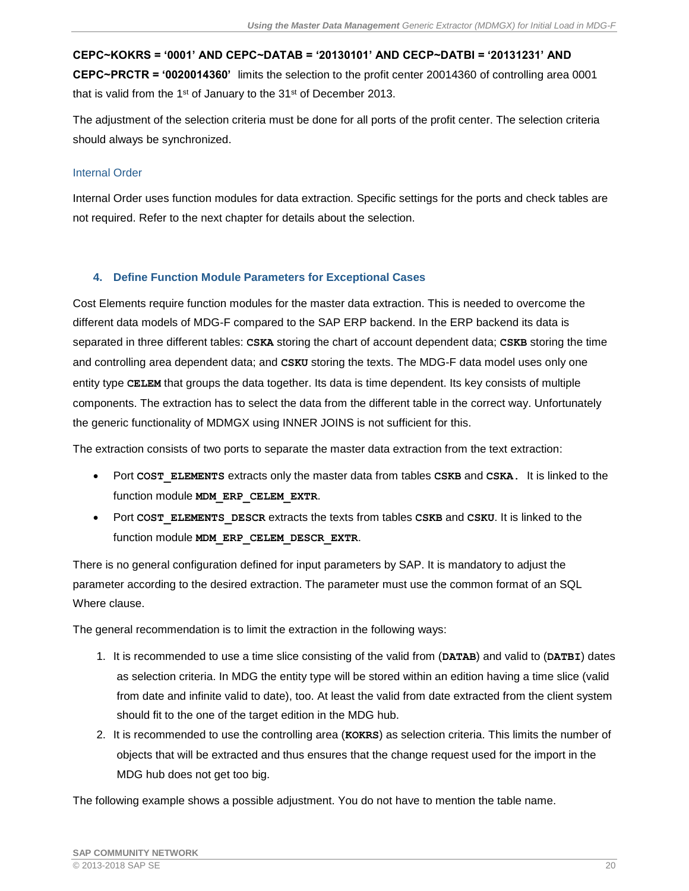**CEPC~KOKRS = '0001' AND CEPC~DATAB = '20130101' AND CECP~DATBI = '20131231' AND CEPC~PRCTR = '0020014360'** limits the selection to the profit center 20014360 of controlling area 0001 that is valid from the 1st of January to the 31st of December 2013.

The adjustment of the selection criteria must be done for all ports of the profit center. The selection criteria should always be synchronized.

### Internal Order

Internal Order uses function modules for data extraction. Specific settings for the ports and check tables are not required. Refer to the next chapter for details about the selection.

## 4. Define Function Module Parameters for Exceptional Cases

Cost Elements require function modules for the master data extraction. This is needed to overcome the different data models of MDG-F compared to the SAP ERP backend. In the ERP backend its data is separated in three different tables: **CSKA** storing the chart of account dependent data; **CSKB** storing the time and controlling area dependent data; and **CSKU** storing the texts. The MDG-F data model uses only one entity type **CELEM** that groups the data together. Its data is time dependent. Its key consists of multiple components. The extraction has to select the data from the different table in the correct way. Unfortunately the generic functionality of MDMGX using INNER JOINS is not sufficient for this.

The extraction consists of two ports to separate the master data extraction from the text extraction:

- Port **COST_ELEMENTS** extracts only the master data from tables **CSKB** and **CSKA.** It is linked to the function module **MDM_ERP_CELEM_EXTR**.
- Port **COST_ELEMENTS_DESCR** extracts the texts from tables **CSKB** and **CSKU**. It is linked to the function module **MDM_ERP_CELEM_DESCR_EXTR**.

There is no general configuration defined for input parameters by SAP. It is mandatory to adjust the parameter according to the desired extraction. The parameter must use the common format of an SQL Where clause.

The general recommendation is to limit the extraction in the following ways:

1. It is recommended to use a time slice consisting of the valid from (**DATAB**) and valid to (**DATBI**) dates as selection criteria. In MDG the entity type will be stored within an edition having a time slice (valid from date and infinite valid to date), too. At least the valid from date extracted from the client system should fit to the one of the target edition in the MDG hub.
2. It is recommended to use the controlling area (**KOKRS**) as selection criteria. This limits the number of objects that will be extracted and thus ensures that the change request used for the import in the MDG hub does not get too big.

The following example shows a possible adjustment. You do not have to mention the table name.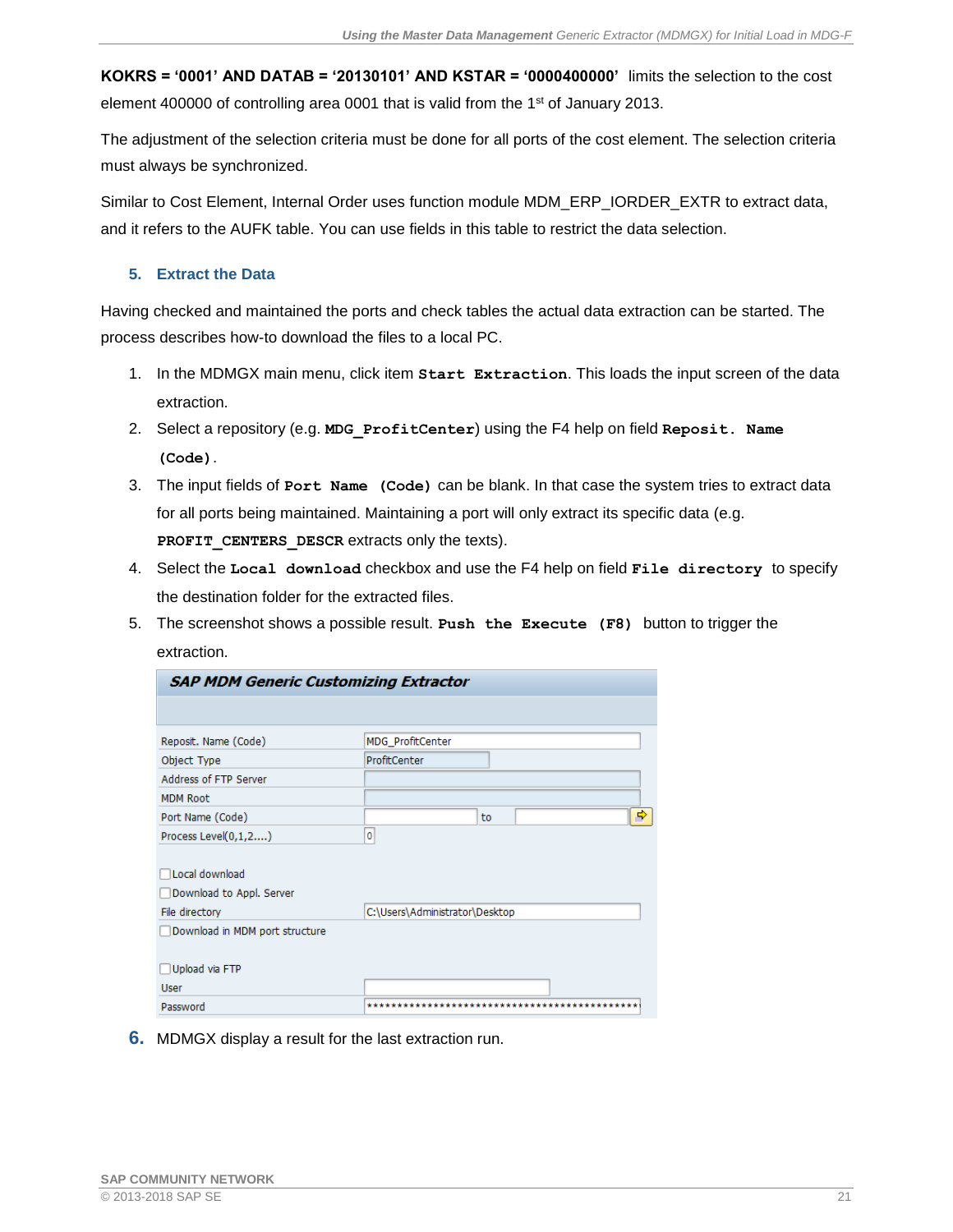**KOKRS = '0001' AND DATAB = '20130101' AND KSTAR = '0000400000'** limits the selection to the cost element 400000 of controlling area 0001 that is valid from the 1st of January 2013.

The adjustment of the selection criteria must be done for all ports of the cost element. The selection criteria must always be synchronized.

Similar to Cost Element, Internal Order uses function module MDM_ERP_IORDER_EXTR to extract data, and it refers to the AUFK table. You can use fields in this table to restrict the data selection.

### 5. Extract the Data

Having checked and maintained the ports and check tables the actual data extraction can be started. The process describes how-to download the files to a local PC.

1. In the MDMGX main menu, click item **`Start Extraction`**. This loads the input screen of the data extraction.
2. Select a repository (e.g. **`MDG_ProfitCenter`**) using the F4 help on field **`Reposit. Name (Code)`**.
3. The input fields of **`Port Name (Code)`** can be blank. In that case the system tries to extract data for all ports being maintained. Maintaining a port will only extract its specific data (e.g. **`PROFIT_CENTERS_DESCR`** extracts only the texts).
4. Select the **`Local download`** checkbox and use the F4 help on field **`File directory`** to specify the destination folder for the extracted files.
5. The screenshot shows a possible result. **`Push the Execute (F8)`** button to trigger the extraction.

**SAP MDM Generic Customizing Extractor**

| Field | Value |
|---|---|
| Reposit. Name (Code) | MDG_ProfitCenter |
| Object Type | ProfitCenter |
| Address of FTP Server | |
| MDM Root | |
| Port Name (Code) | to |
| Process Level(0,1,2....) | 0 |
| ☐ Local download | |
| ☐ Download to Appl. Server | |
| File directory | C:\Users\Administrator\Desktop |
| ☐ Download in MDM port structure | |
| ☐ Upload via FTP | |
| User | |
| Password | ********************************************** |

6. MDMGX display a result for the last extraction run.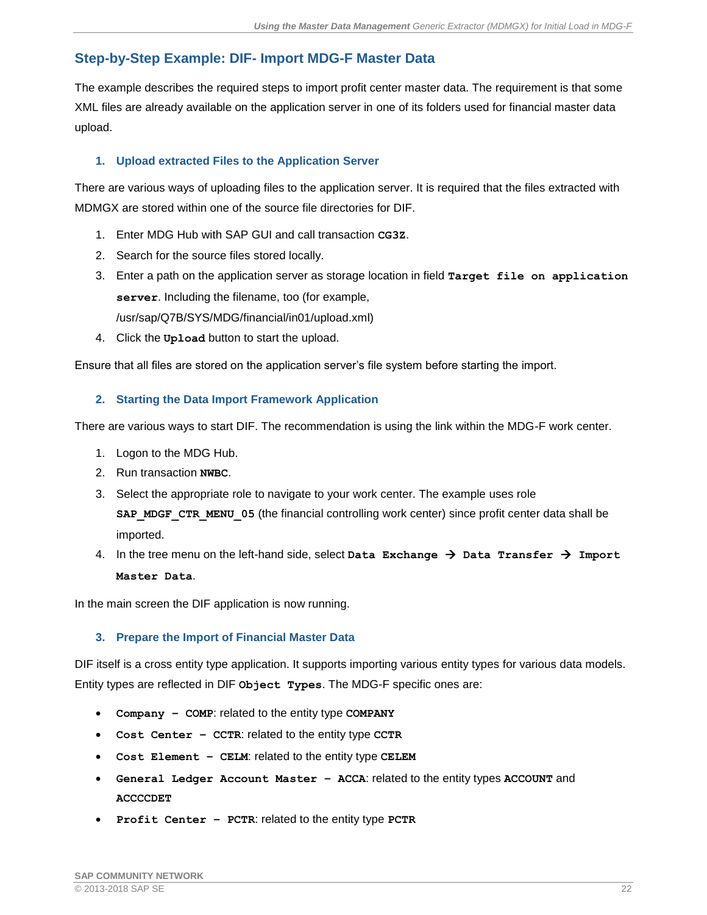## Step-by-Step Example: DIF- Import MDG-F Master Data

The example describes the required steps to import profit center master data. The requirement is that some XML files are already available on the application server in one of its folders used for financial master data upload.

### 1. Upload extracted Files to the Application Server

There are various ways of uploading files to the application server. It is required that the files extracted with MDMGX are stored within one of the source file directories for DIF.

1. Enter MDG Hub with SAP GUI and call transaction **CG3Z**.
2. Search for the source files stored locally.
3. Enter a path on the application server as storage location in field **Target file on application server**. Including the filename, too (for example, /usr/sap/Q7B/SYS/MDG/financial/in01/upload.xml)
4. Click the **Upload** button to start the upload.

Ensure that all files are stored on the application server's file system before starting the import.

### 2. Starting the Data Import Framework Application

There are various ways to start DIF. The recommendation is using the link within the MDG-F work center.

1. Logon to the MDG Hub.
2. Run transaction **NWBC**.
3. Select the appropriate role to navigate to your work center. The example uses role **SAP_MDGF_CTR_MENU_05** (the financial controlling work center) since profit center data shall be imported.
4. In the tree menu on the left-hand side, select **Data Exchange → Data Transfer → Import Master Data**.

In the main screen the DIF application is now running.

### 3. Prepare the Import of Financial Master Data

DIF itself is a cross entity type application. It supports importing various entity types for various data models. Entity types are reflected in DIF **Object Types**. The MDG-F specific ones are:

- **Company – COMP**: related to the entity type **COMPANY**
- **Cost Center – CCTR**: related to the entity type **CCTR**
- **Cost Element – CELM**: related to the entity type **CELEM**
- **General Ledger Account Master – ACCA**: related to the entity types **ACCOUNT** and **ACCCCDET**
- **Profit Center – PCTR**: related to the entity type **PCTR**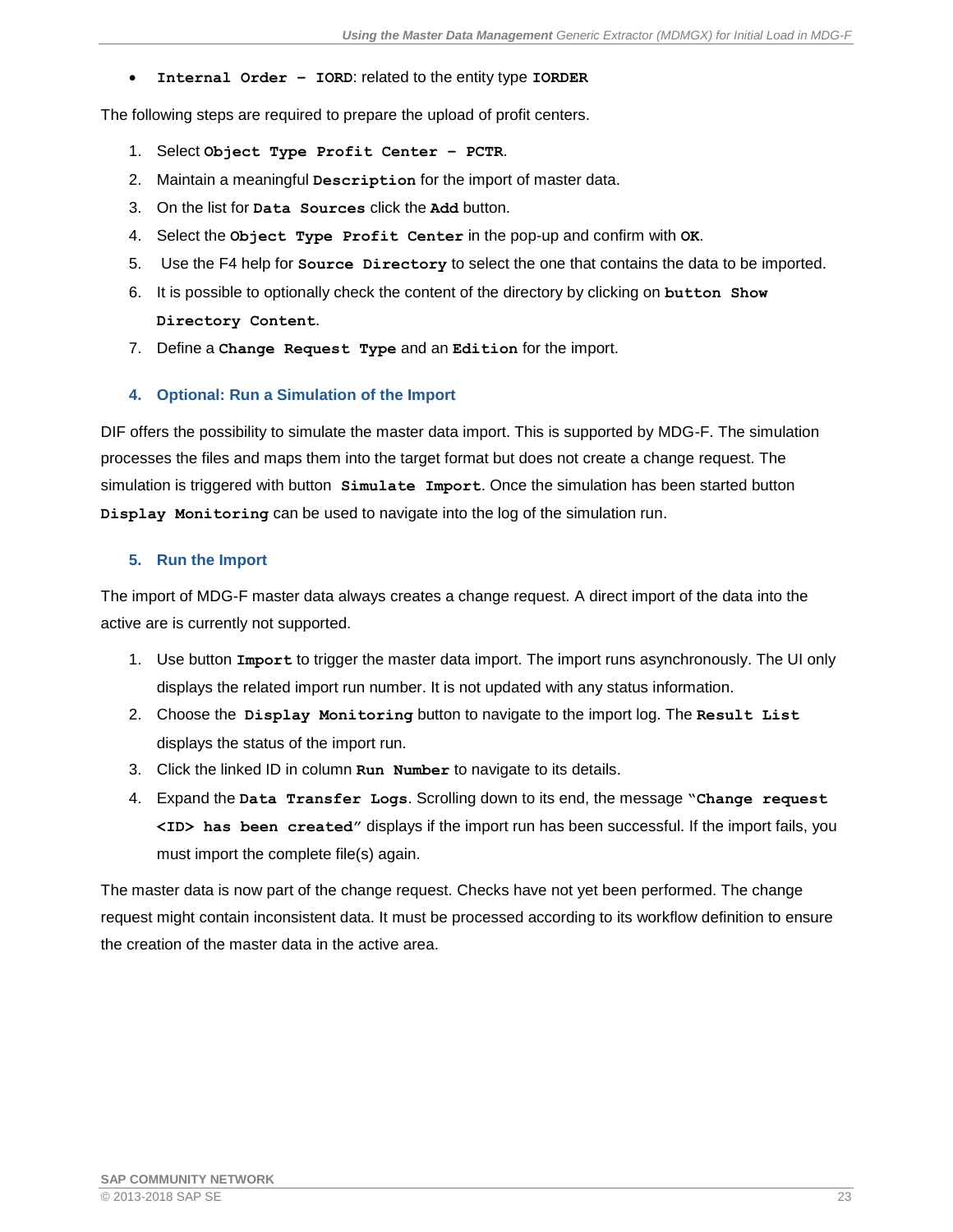- **Internal Order – IORD**: related to the entity type **IORDER**

The following steps are required to prepare the upload of profit centers.

1. Select **Object Type Profit Center – PCTR**.
2. Maintain a meaningful **Description** for the import of master data.
3. On the list for **Data Sources** click the **Add** button.
4. Select the **Object Type Profit Center** in the pop-up and confirm with **OK**.
5. Use the F4 help for **Source Directory** to select the one that contains the data to be imported.
6. It is possible to optionally check the content of the directory by clicking on **button Show Directory Content**.
7. Define a **Change Request Type** and an **Edition** for the import.

### 4. Optional: Run a Simulation of the Import

DIF offers the possibility to simulate the master data import. This is supported by MDG-F. The simulation processes the files and maps them into the target format but does not create a change request. The simulation is triggered with button **Simulate Import**. Once the simulation has been started button **Display Monitoring** can be used to navigate into the log of the simulation run.

### 5. Run the Import

The import of MDG-F master data always creates a change request. A direct import of the data into the active are is currently not supported.

1. Use button **Import** to trigger the master data import. The import runs asynchronously. The UI only displays the related import run number. It is not updated with any status information.
2. Choose the **Display Monitoring** button to navigate to the import log. The **Result List** displays the status of the import run.
3. Click the linked ID in column **Run Number** to navigate to its details.
4. Expand the **Data Transfer Logs**. Scrolling down to its end, the message **"Change request <ID> has been created"** displays if the import run has been successful. If the import fails, you must import the complete file(s) again.

The master data is now part of the change request. Checks have not yet been performed. The change request might contain inconsistent data. It must be processed according to its workflow definition to ensure the creation of the master data in the active area.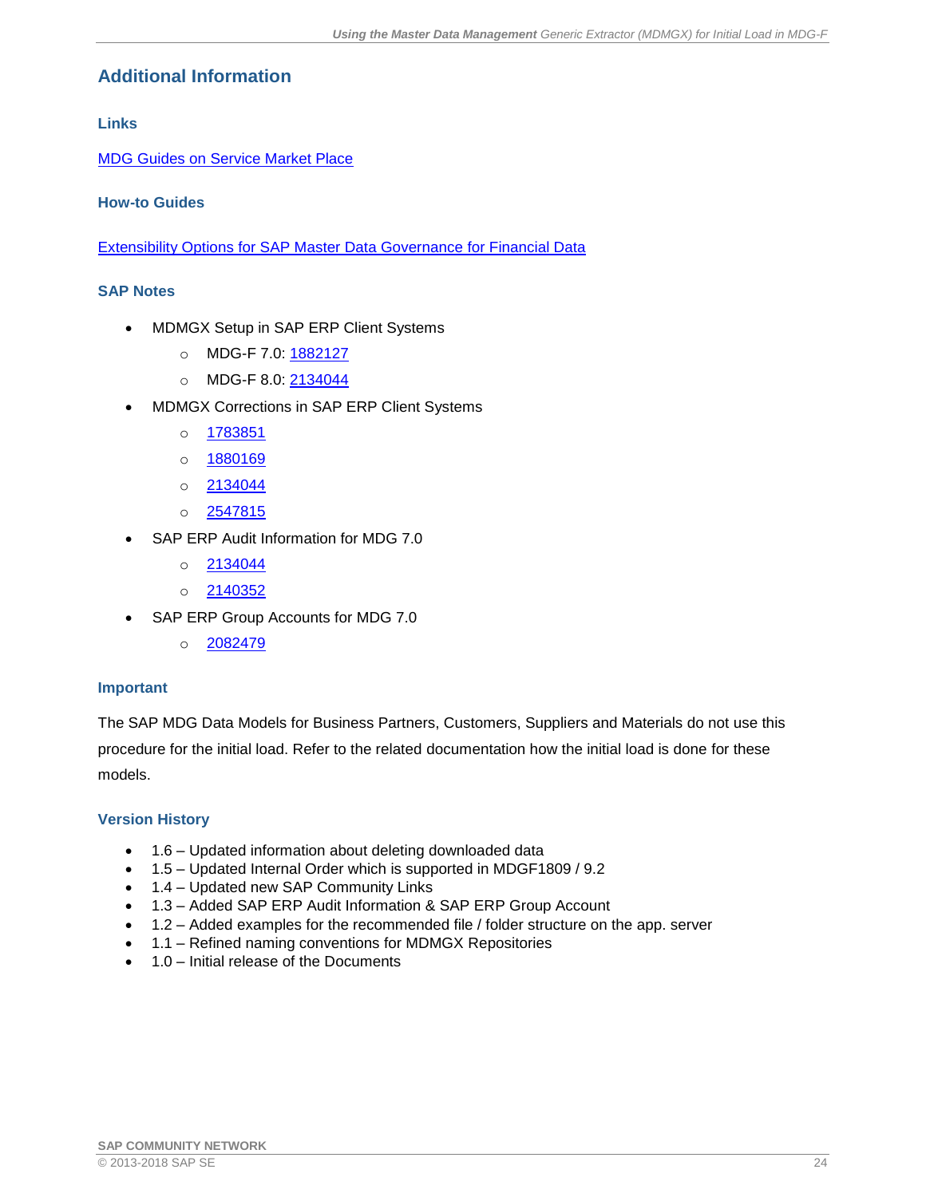## Additional Information

### Links

[MDG Guides on Service Market Place]()

### How-to Guides

[Extensibility Options for SAP Master Data Governance for Financial Data]()

### SAP Notes

- MDMGX Setup in SAP ERP Client Systems
  - MDG-F 7.0: [1882127]()
  - MDG-F 8.0: [2134044]()
- MDMGX Corrections in SAP ERP Client Systems
  - [1783851]()
  - [1880169]()
  - [2134044]()
  - [2547815]()
- SAP ERP Audit Information for MDG 7.0
  - [2134044]()
  - [2140352]()
- SAP ERP Group Accounts for MDG 7.0
  - [2082479]()

### Important

The SAP MDG Data Models for Business Partners, Customers, Suppliers and Materials do not use this procedure for the initial load. Refer to the related documentation how the initial load is done for these models.

### Version History

- 1.6 – Updated information about deleting downloaded data
- 1.5 – Updated Internal Order which is supported in MDGF1809 / 9.2
- 1.4 – Updated new SAP Community Links
- 1.3 – Added SAP ERP Audit Information & SAP ERP Group Account
- 1.2 – Added examples for the recommended file / folder structure on the app. server
- 1.1 – Refined naming conventions for MDMGX Repositories
- 1.0 – Initial release of the Documents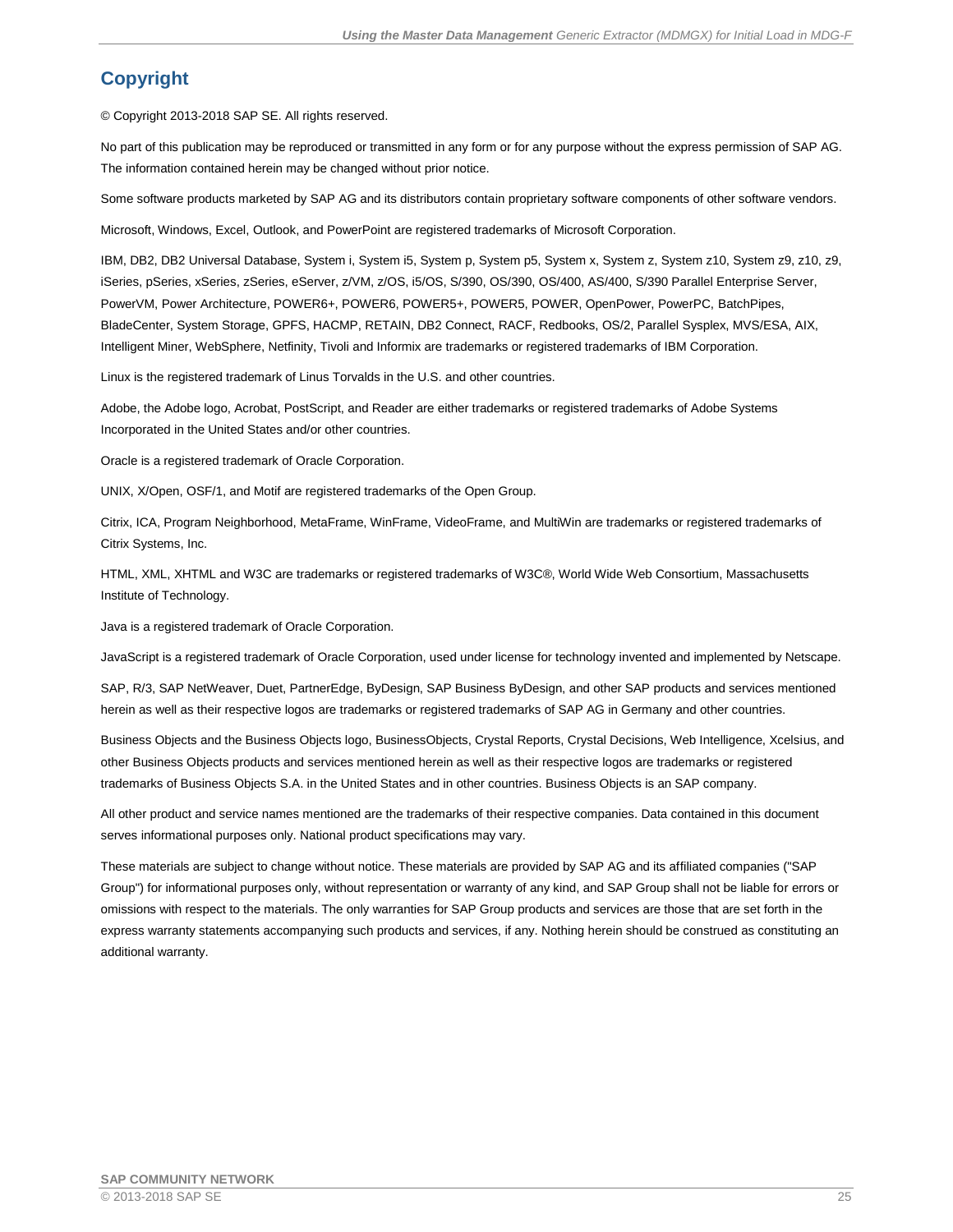## Copyright

© Copyright 2013-2018 SAP SE. All rights reserved.

No part of this publication may be reproduced or transmitted in any form or for any purpose without the express permission of SAP AG. The information contained herein may be changed without prior notice.

Some software products marketed by SAP AG and its distributors contain proprietary software components of other software vendors.

Microsoft, Windows, Excel, Outlook, and PowerPoint are registered trademarks of Microsoft Corporation.

IBM, DB2, DB2 Universal Database, System i, System i5, System p, System p5, System x, System z, System z10, System z9, z10, z9, iSeries, pSeries, xSeries, zSeries, eServer, z/VM, z/OS, i5/OS, S/390, OS/390, OS/400, AS/400, S/390 Parallel Enterprise Server, PowerVM, Power Architecture, POWER6+, POWER6, POWER5+, POWER5, POWER, OpenPower, PowerPC, BatchPipes, BladeCenter, System Storage, GPFS, HACMP, RETAIN, DB2 Connect, RACF, Redbooks, OS/2, Parallel Sysplex, MVS/ESA, AIX, Intelligent Miner, WebSphere, Netfinity, Tivoli and Informix are trademarks or registered trademarks of IBM Corporation.

Linux is the registered trademark of Linus Torvalds in the U.S. and other countries.

Adobe, the Adobe logo, Acrobat, PostScript, and Reader are either trademarks or registered trademarks of Adobe Systems Incorporated in the United States and/or other countries.

Oracle is a registered trademark of Oracle Corporation.

UNIX, X/Open, OSF/1, and Motif are registered trademarks of the Open Group.

Citrix, ICA, Program Neighborhood, MetaFrame, WinFrame, VideoFrame, and MultiWin are trademarks or registered trademarks of Citrix Systems, Inc.

HTML, XML, XHTML and W3C are trademarks or registered trademarks of W3C®, World Wide Web Consortium, Massachusetts Institute of Technology.

Java is a registered trademark of Oracle Corporation.

JavaScript is a registered trademark of Oracle Corporation, used under license for technology invented and implemented by Netscape.

SAP, R/3, SAP NetWeaver, Duet, PartnerEdge, ByDesign, SAP Business ByDesign, and other SAP products and services mentioned herein as well as their respective logos are trademarks or registered trademarks of SAP AG in Germany and other countries.

Business Objects and the Business Objects logo, BusinessObjects, Crystal Reports, Crystal Decisions, Web Intelligence, Xcelsius, and other Business Objects products and services mentioned herein as well as their respective logos are trademarks or registered trademarks of Business Objects S.A. in the United States and in other countries. Business Objects is an SAP company.

All other product and service names mentioned are the trademarks of their respective companies. Data contained in this document serves informational purposes only. National product specifications may vary.

These materials are subject to change without notice. These materials are provided by SAP AG and its affiliated companies ("SAP Group") for informational purposes only, without representation or warranty of any kind, and SAP Group shall not be liable for errors or omissions with respect to the materials. The only warranties for SAP Group products and services are those that are set forth in the express warranty statements accompanying such products and services, if any. Nothing herein should be construed as constituting an additional warranty.